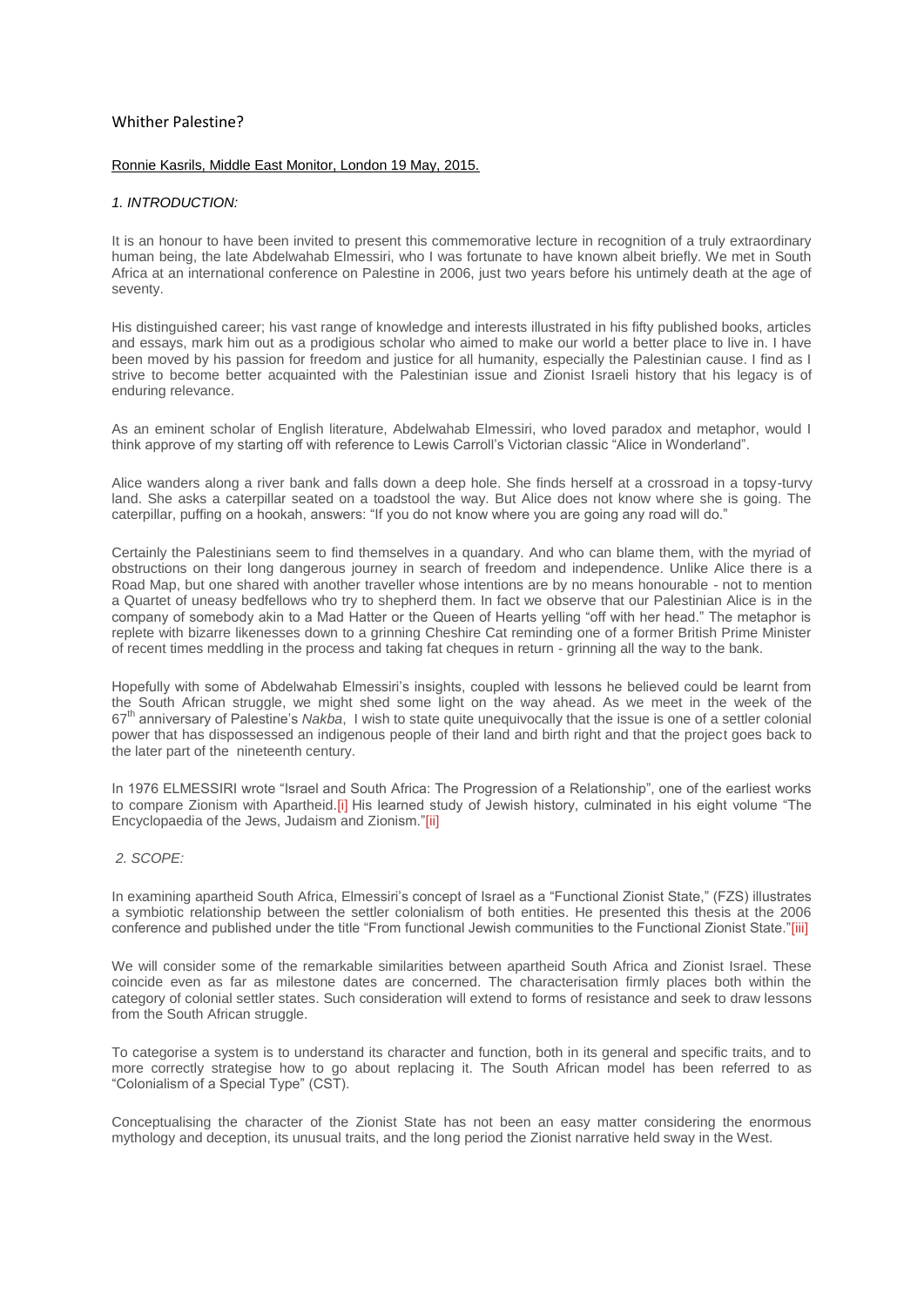# Whither Palestine?

Ronnie Kasrils, Middle East Monitor, London 19 May, 2015.

## *1. INTRODUCTION:*

It is an honour to have been invited to present this commemorative lecture in recognition of a truly extraordinary human being, the late Abdelwahab Elmessiri, who I was fortunate to have known albeit briefly. We met in South Africa at an international conference on Palestine in 2006, just two years before his untimely death at the age of seventy.

His distinguished career; his vast range of knowledge and interests illustrated in his fifty published books, articles and essays, mark him out as a prodigious scholar who aimed to make our world a better place to live in. I have been moved by his passion for freedom and justice for all humanity, especially the Palestinian cause. I find as I strive to become better acquainted with the Palestinian issue and Zionist Israeli history that his legacy is of enduring relevance.

As an eminent scholar of English literature, Abdelwahab Elmessiri, who loved paradox and metaphor, would I think approve of my starting off with reference to Lewis Carroll's Victorian classic "Alice in Wonderland".

Alice wanders along a river bank and falls down a deep hole. She finds herself at a crossroad in a topsy-turvy land. She asks a caterpillar seated on a toadstool the way. But Alice does not know where she is going. The caterpillar, puffing on a hookah, answers: "If you do not know where you are going any road will do."

Certainly the Palestinians seem to find themselves in a quandary. And who can blame them, with the myriad of obstructions on their long dangerous journey in search of freedom and independence. Unlike Alice there is a Road Map, but one shared with another traveller whose intentions are by no means honourable - not to mention a Quartet of uneasy bedfellows who try to shepherd them. In fact we observe that our Palestinian Alice is in the company of somebody akin to a Mad Hatter or the Queen of Hearts yelling "off with her head." The metaphor is replete with bizarre likenesses down to a grinning Cheshire Cat reminding one of a former British Prime Minister of recent times meddling in the process and taking fat cheques in return - grinning all the way to the bank.

Hopefully with some of Abdelwahab Elmessiri's insights, coupled with lessons he believed could be learnt from the South African struggle, we might shed some light on the way ahead. As we meet in the week of the 67th anniversary of Palestine's *Nakba*, I wish to state quite unequivocally that the issue is one of a settler colonial power that has dispossessed an indigenous people of their land and birth right and that the project goes back to the later part of the nineteenth century.

In 1976 ELMESSIRI wrote "Israel and South Africa: The Progression of a Relationship", one of the earliest works to compare Zionism with Apartheid.[i] His learned study of Jewish history, culminated in his eight volume "The Encyclopaedia of the Jews, Judaism and Zionism."[ii]

## *2. SCOPE:*

In examining apartheid South Africa, Elmessiri's concept of Israel as a "Functional Zionist State," (FZS) illustrates a symbiotic relationship between the settler colonialism of both entities. He presented this thesis at the 2006 conference and published under the title "From functional Jewish communities to the Functional Zionist State."[iii]

We will consider some of the remarkable similarities between apartheid South Africa and Zionist Israel. These coincide even as far as milestone dates are concerned. The characterisation firmly places both within the category of colonial settler states. Such consideration will extend to forms of resistance and seek to draw lessons from the South African struggle.

To categorise a system is to understand its character and function, both in its general and specific traits, and to more correctly strategise how to go about replacing it. The South African model has been referred to as "Colonialism of a Special Type" (CST).

Conceptualising the character of the Zionist State has not been an easy matter considering the enormous mythology and deception, its unusual traits, and the long period the Zionist narrative held sway in the West.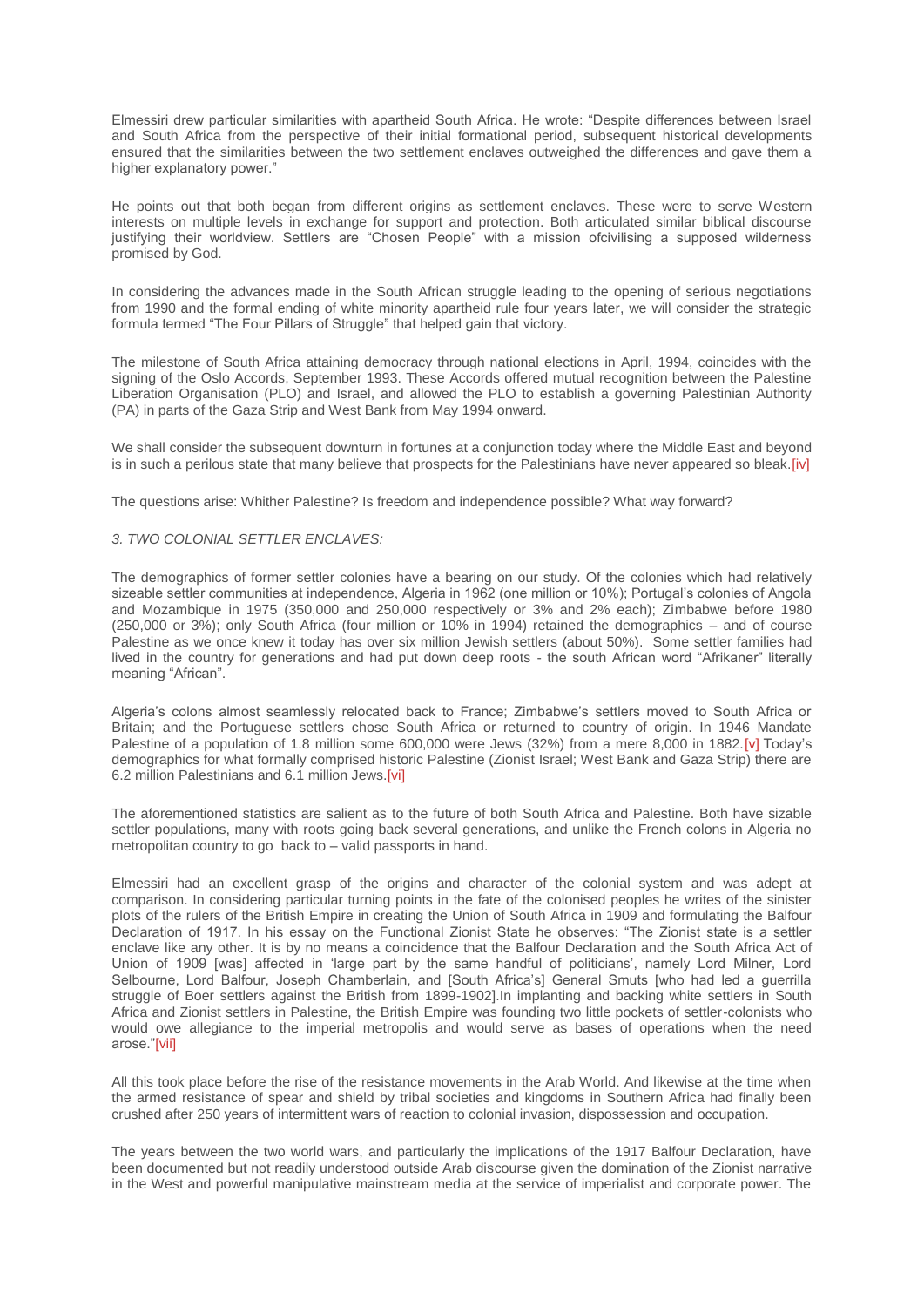Elmessiri drew particular similarities with apartheid South Africa. He wrote: "Despite differences between Israel and South Africa from the perspective of their initial formational period, subsequent historical developments ensured that the similarities between the two settlement enclaves outweighed the differences and gave them a higher explanatory power."

He points out that both began from different origins as settlement enclaves. These were to serve Western interests on multiple levels in exchange for support and protection. Both articulated similar biblical discourse justifying their worldview. Settlers are "Chosen People" with a mission ofcivilising a supposed wilderness promised by God.

In considering the advances made in the South African struggle leading to the opening of serious negotiations from 1990 and the formal ending of white minority apartheid rule four years later, we will consider the strategic formula termed "The Four Pillars of Struggle" that helped gain that victory.

The milestone of South Africa attaining democracy through national elections in April, 1994, coincides with the signing of the Oslo Accords, September 1993. These Accords offered mutual recognition between the Palestine Liberation Organisation (PLO) and Israel, and allowed the PLO to establish a governing Palestinian Authority (PA) in parts of the Gaza Strip and West Bank from May 1994 onward.

We shall consider the subsequent downturn in fortunes at a conjunction today where the Middle East and beyond is in such a perilous state that many believe that prospects for the Palestinians have never appeared so bleak.[iv]

The questions arise: Whither Palestine? Is freedom and independence possible? What way forward?

*3. TWO COLONIAL SETTLER ENCLAVES:*

The demographics of former settler colonies have a bearing on our study. Of the colonies which had relatively sizeable settler communities at independence, Algeria in 1962 (one million or 10%); Portugal's colonies of Angola and Mozambique in 1975 (350,000 and 250,000 respectively or 3% and 2% each); Zimbabwe before 1980 (250,000 or 3%); only South Africa (four million or 10% in 1994) retained the demographics – and of course Palestine as we once knew it today has over six million Jewish settlers (about 50%). Some settler families had lived in the country for generations and had put down deep roots - the south African word "Afrikaner" literally meaning "African".

Algeria's colons almost seamlessly relocated back to France; Zimbabwe's settlers moved to South Africa or Britain; and the Portuguese settlers chose South Africa or returned to country of origin. In 1946 Mandate Palestine of a population of 1.8 million some 600,000 were Jews (32%) from a mere 8,000 in 1882.[v] Today's demographics for what formally comprised historic Palestine (Zionist Israel; West Bank and Gaza Strip) there are 6.2 million Palestinians and 6.1 million Jews.[vi]

The aforementioned statistics are salient as to the future of both South Africa and Palestine. Both have sizable settler populations, many with roots going back several generations, and unlike the French colons in Algeria no metropolitan country to go back to – valid passports in hand.

Elmessiri had an excellent grasp of the origins and character of the colonial system and was adept at comparison. In considering particular turning points in the fate of the colonised peoples he writes of the sinister plots of the rulers of the British Empire in creating the Union of South Africa in 1909 and formulating the Balfour Declaration of 1917. In his essay on the Functional Zionist State he observes: "The Zionist state is a settler enclave like any other. It is by no means a coincidence that the Balfour Declaration and the South Africa Act of Union of 1909 [was] affected in 'large part by the same handful of politicians', namely Lord Milner, Lord Selbourne, Lord Balfour, Joseph Chamberlain, and [South Africa's] General Smuts [who had led a guerrilla struggle of Boer settlers against the British from 1899-1902].In implanting and backing white settlers in South Africa and Zionist settlers in Palestine, the British Empire was founding two little pockets of settler-colonists who would owe allegiance to the imperial metropolis and would serve as bases of operations when the need arose."[vii]

All this took place before the rise of the resistance movements in the Arab World. And likewise at the time when the armed resistance of spear and shield by tribal societies and kingdoms in Southern Africa had finally been crushed after 250 years of intermittent wars of reaction to colonial invasion, dispossession and occupation.

The years between the two world wars, and particularly the implications of the 1917 Balfour Declaration, have been documented but not readily understood outside Arab discourse given the domination of the Zionist narrative in the West and powerful manipulative mainstream media at the service of imperialist and corporate power. The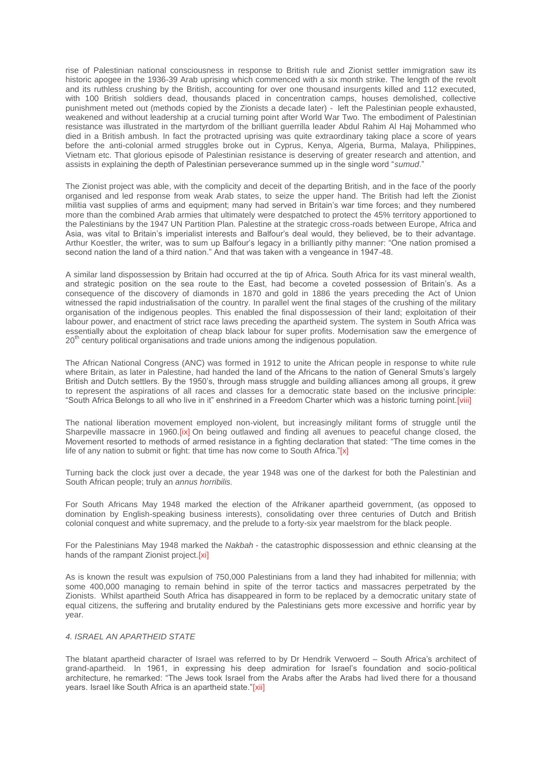rise of Palestinian national consciousness in response to British rule and Zionist settler immigration saw its historic apogee in the 1936-39 Arab uprising which commenced with a six month strike. The length of the revolt and its ruthless crushing by the British, accounting for over one thousand insurgents killed and 112 executed, with 100 British soldiers dead, thousands placed in concentration camps, houses demolished, collective punishment meted out (methods copied by the Zionists a decade later) - left the Palestinian people exhausted, weakened and without leadership at a crucial turning point after World War Two. The embodiment of Palestinian resistance was illustrated in the martyrdom of the brilliant guerrilla leader Abdul Rahim Al Haj Mohammed who died in a British ambush. In fact the protracted uprising was quite extraordinary taking place a score of years before the anti-colonial armed struggles broke out in Cyprus, Kenya, Algeria, Burma, Malaya, Philippines, Vietnam etc. That glorious episode of Palestinian resistance is deserving of greater research and attention, and assists in explaining the depth of Palestinian perseverance summed up in the single word "*sumud*."

The Zionist project was able, with the complicity and deceit of the departing British, and in the face of the poorly organised and led response from weak Arab states, to seize the upper hand. The British had left the Zionist militia vast supplies of arms and equipment; many had served in Britain's war time forces; and they numbered more than the combined Arab armies that ultimately were despatched to protect the 45% territory apportioned to the Palestinians by the 1947 UN Partition Plan. Palestine at the strategic cross-roads between Europe, Africa and Asia, was vital to Britain's imperialist interests and Balfour's deal would, they believed, be to their advantage. Arthur Koestler, the writer, was to sum up Balfour's legacy in a brilliantly pithy manner: "One nation promised a second nation the land of a third nation." And that was taken with a vengeance in 1947-48.

A similar land dispossession by Britain had occurred at the tip of Africa. South Africa for its vast mineral wealth, and strategic position on the sea route to the East, had become a coveted possession of Britain's. As a consequence of the discovery of diamonds in 1870 and gold in 1886 the years preceding the Act of Union witnessed the rapid industrialisation of the country. In parallel went the final stages of the crushing of the military organisation of the indigenous peoples. This enabled the final dispossession of their land; exploitation of their labour power, and enactment of strict race laws preceding the apartheid system. The system in South Africa was essentially about the exploitation of cheap black labour for super profits. Modernisation saw the emergence of 20th century political organisations and trade unions among the indigenous population.

The African National Congress (ANC) was formed in 1912 to unite the African people in response to white rule where Britain, as later in Palestine, had handed the land of the Africans to the nation of General Smuts's largely British and Dutch settlers. By the 1950's, through mass struggle and building alliances among all groups, it grew to represent the aspirations of all races and classes for a democratic state based on the inclusive principle: "South Africa Belongs to all who live in it" enshrined in a Freedom Charter which was a historic turning point.[viii]

The national liberation movement employed non-violent, but increasingly militant forms of struggle until the Sharpeville massacre in 1960.[ix] On being outlawed and finding all avenues to peaceful change closed, the Movement resorted to methods of armed resistance in a fighting declaration that stated: "The time comes in the life of any nation to submit or fight: that time has now come to South Africa."[x]

Turning back the clock just over a decade, the year 1948 was one of the darkest for both the Palestinian and South African people; truly an *annus horribilis.*

For South Africans May 1948 marked the election of the Afrikaner apartheid government, (as opposed to domination by English-speaking business interests), consolidating over three centuries of Dutch and British colonial conquest and white supremacy, and the prelude to a forty-six year maelstrom for the black people.

For the Palestinians May 1948 marked the *Nakbah* - the catastrophic dispossession and ethnic cleansing at the hands of the rampant Zionist project.[xi]

As is known the result was expulsion of 750,000 Palestinians from a land they had inhabited for millennia; with some 400,000 managing to remain behind in spite of the terror tactics and massacres perpetrated by the Zionists. Whilst apartheid South Africa has disappeared in form to be replaced by a democratic unitary state of equal citizens, the suffering and brutality endured by the Palestinians gets more excessive and horrific year by year.

#### *4. ISRAEL AN APARTHEID STATE*

The blatant apartheid character of Israel was referred to by Dr Hendrik Verwoerd – South Africa's architect of grand-apartheid. In 1961, in expressing his deep admiration for Israel's foundation and socio-political architecture, he remarked: "The Jews took Israel from the Arabs after the Arabs had lived there for a thousand years. Israel like South Africa is an apartheid state."[xii]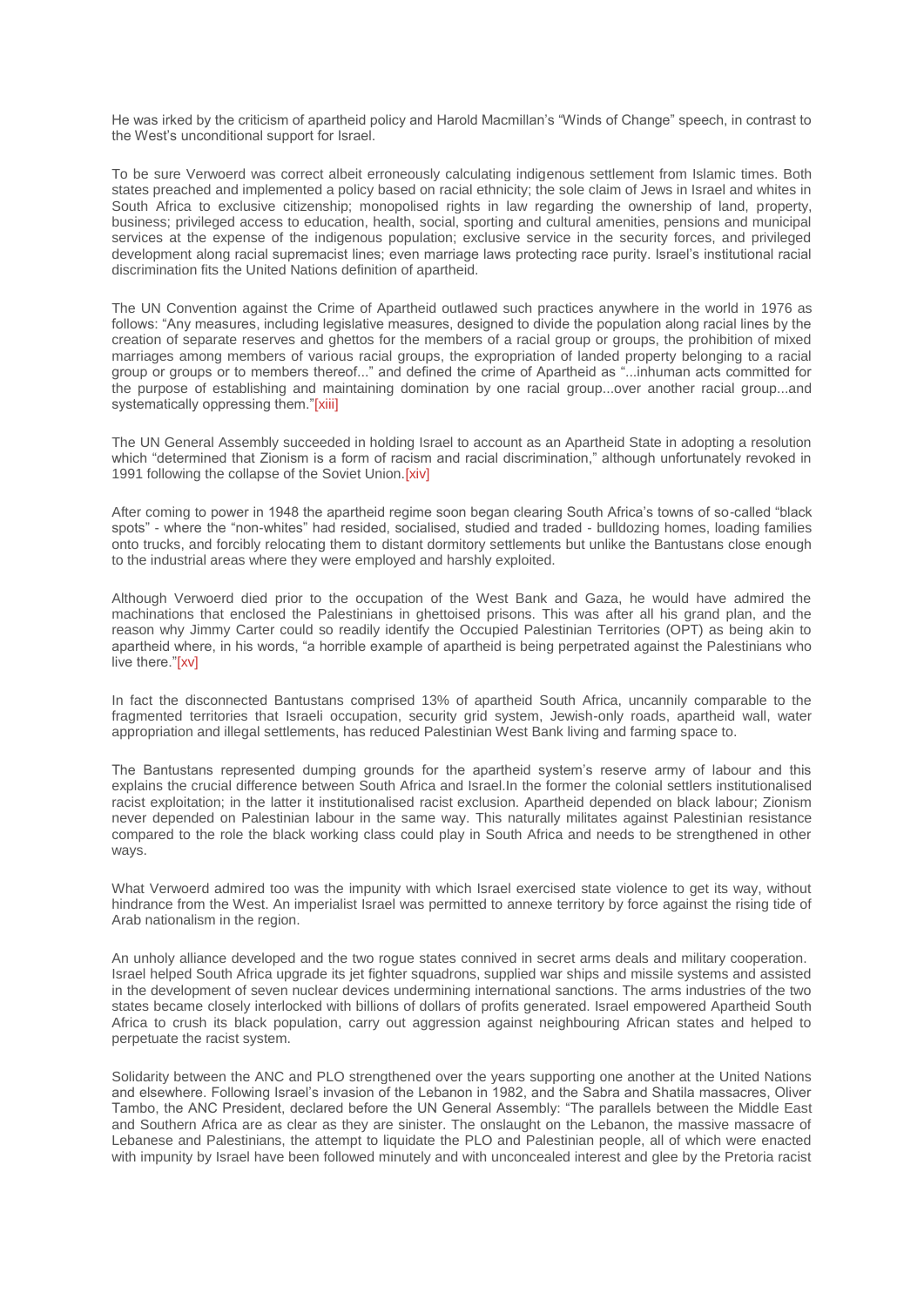He was irked by the criticism of apartheid policy and Harold Macmillan's "Winds of Change" speech, in contrast to the West's unconditional support for Israel.

To be sure Verwoerd was correct albeit erroneously calculating indigenous settlement from Islamic times. Both states preached and implemented a policy based on racial ethnicity; the sole claim of Jews in Israel and whites in South Africa to exclusive citizenship; monopolised rights in law regarding the ownership of land, property, business; privileged access to education, health, social, sporting and cultural amenities, pensions and municipal services at the expense of the indigenous population; exclusive service in the security forces, and privileged development along racial supremacist lines; even marriage laws protecting race purity. Israel's institutional racial discrimination fits the United Nations definition of apartheid.

The UN Convention against the Crime of Apartheid outlawed such practices anywhere in the world in 1976 as follows: "Any measures, including legislative measures, designed to divide the population along racial lines by the creation of separate reserves and ghettos for the members of a racial group or groups, the prohibition of mixed marriages among members of various racial groups, the expropriation of landed property belonging to a racial group or groups or to members thereof..." and defined the crime of Apartheid as "...inhuman acts committed for the purpose of establishing and maintaining domination by one racial group...over another racial group...and systematically oppressing them."[xiii]

The UN General Assembly succeeded in holding Israel to account as an Apartheid State in adopting a resolution which "determined that Zionism is a form of racism and racial discrimination," although unfortunately revoked in 1991 following the collapse of the Soviet Union.[xiv]

After coming to power in 1948 the apartheid regime soon began clearing South Africa's towns of so-called "black spots" - where the "non-whites" had resided, socialised, studied and traded - bulldozing homes, loading families onto trucks, and forcibly relocating them to distant dormitory settlements but unlike the Bantustans close enough to the industrial areas where they were employed and harshly exploited.

Although Verwoerd died prior to the occupation of the West Bank and Gaza, he would have admired the machinations that enclosed the Palestinians in ghettoised prisons. This was after all his grand plan, and the reason why Jimmy Carter could so readily identify the Occupied Palestinian Territories (OPT) as being akin to apartheid where, in his words, "a horrible example of apartheid is being perpetrated against the Palestinians who live there."[xv]

In fact the disconnected Bantustans comprised 13% of apartheid South Africa, uncannily comparable to the fragmented territories that Israeli occupation, security grid system, Jewish-only roads, apartheid wall, water appropriation and illegal settlements, has reduced Palestinian West Bank living and farming space to.

The Bantustans represented dumping grounds for the apartheid system's reserve army of labour and this explains the crucial difference between South Africa and Israel.In the former the colonial settlers institutionalised racist exploitation; in the latter it institutionalised racist exclusion. Apartheid depended on black labour; Zionism never depended on Palestinian labour in the same way. This naturally militates against Palestinian resistance compared to the role the black working class could play in South Africa and needs to be strengthened in other ways.

What Verwoerd admired too was the impunity with which Israel exercised state violence to get its way, without hindrance from the West. An imperialist Israel was permitted to annexe territory by force against the rising tide of Arab nationalism in the region.

An unholy alliance developed and the two rogue states connived in secret arms deals and military cooperation. Israel helped South Africa upgrade its jet fighter squadrons, supplied war ships and missile systems and assisted in the development of seven nuclear devices undermining international sanctions. The arms industries of the two states became closely interlocked with billions of dollars of profits generated. Israel empowered Apartheid South Africa to crush its black population, carry out aggression against neighbouring African states and helped to perpetuate the racist system.

Solidarity between the ANC and PLO strengthened over the years supporting one another at the United Nations and elsewhere. Following Israel's invasion of the Lebanon in 1982, and the Sabra and Shatila massacres, Oliver Tambo, the ANC President, declared before the UN General Assembly: "The parallels between the Middle East and Southern Africa are as clear as they are sinister. The onslaught on the Lebanon, the massive massacre of Lebanese and Palestinians, the attempt to liquidate the PLO and Palestinian people, all of which were enacted with impunity by Israel have been followed minutely and with unconcealed interest and glee by the Pretoria racist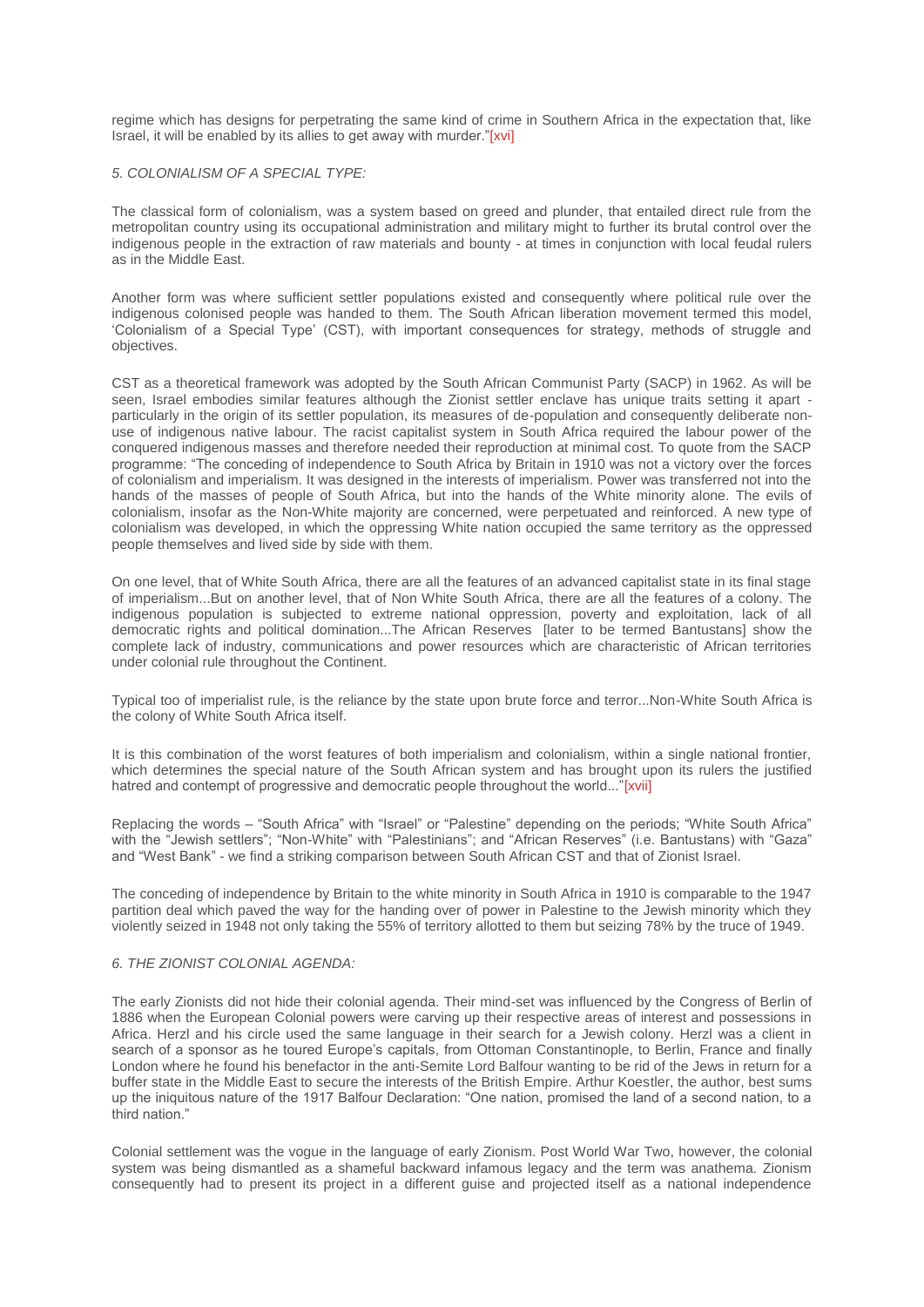regime which has designs for perpetrating the same kind of crime in Southern Africa in the expectation that, like Israel, it will be enabled by its allies to get away with murder."[xvi]

*5. COLONIALISM OF A SPECIAL TYPE:*

The classical form of colonialism, was a system based on greed and plunder, that entailed direct rule from the metropolitan country using its occupational administration and military might to further its brutal control over the indigenous people in the extraction of raw materials and bounty - at times in conjunction with local feudal rulers as in the Middle East.

Another form was where sufficient settler populations existed and consequently where political rule over the indigenous colonised people was handed to them. The South African liberation movement termed this model, 'Colonialism of a Special Type' (CST), with important consequences for strategy, methods of struggle and objectives.

CST as a theoretical framework was adopted by the South African Communist Party (SACP) in 1962. As will be seen, Israel embodies similar features although the Zionist settler enclave has unique traits setting it apart - particularly in the origin of its settler population, its measures of de-population and consequently deliberate non-use of indigenous native labour. The racist capitalist system in South Africa required the labour power of the conquered indigenous masses and therefore needed their reproduction at minimal cost. To quote from the SACP programme: "The conceding of independence to South Africa by Britain in 1910 was not a victory over the forces of colonialism and imperialism. It was designed in the interests of imperialism. Power was transferred not into the hands of the masses of people of South Africa, but into the hands of the White minority alone. The evils of colonialism, insofar as the Non-White majority are concerned, were perpetuated and reinforced. A new type of colonialism was developed, in which the oppressing White nation occupied the same territory as the oppressed people themselves and lived side by side with them.

On one level, that of White South Africa, there are all the features of an advanced capitalist state in its final stage of imperialism...But on another level, that of Non White South Africa, there are all the features of a colony. The indigenous population is subjected to extreme national oppression, poverty and exploitation, lack of all democratic rights and political domination...The African Reserves [later to be termed Bantustans] show the complete lack of industry, communications and power resources which are characteristic of African territories under colonial rule throughout the Continent.

Typical too of imperialist rule, is the reliance by the state upon brute force and terror...Non-White South Africa is the colony of White South Africa itself.

It is this combination of the worst features of both imperialism and colonialism, within a single national frontier, which determines the special nature of the South African system and has brought upon its rulers the justified hatred and contempt of progressive and democratic people throughout the world..."[xvii]

Replacing the words – "South Africa" with "Israel" or "Palestine" depending on the periods; "White South Africa" with the "Jewish settlers"; "Non-White" with "Palestinians"; and "African Reserves" (i.e. Bantustans) with "Gaza" and "West Bank" - we find a striking comparison between South African CST and that of Zionist Israel.

The conceding of independence by Britain to the white minority in South Africa in 1910 is comparable to the 1947 partition deal which paved the way for the handing over of power in Palestine to the Jewish minority which they violently seized in 1948 not only taking the 55% of territory allotted to them but seizing 78% by the truce of 1949.

*6. THE ZIONIST COLONIAL AGENDA:*

The early Zionists did not hide their colonial agenda. Their mind-set was influenced by the Congress of Berlin of 1886 when the European Colonial powers were carving up their respective areas of interest and possessions in Africa. Herzl and his circle used the same language in their search for a Jewish colony. Herzl was a client in search of a sponsor as he toured Europe's capitals, from Ottoman Constantinople, to Berlin, France and finally London where he found his benefactor in the anti-Semite Lord Balfour wanting to be rid of the Jews in return for a buffer state in the Middle East to secure the interests of the British Empire. Arthur Koestler, the author, best sums up the iniquitous nature of the 1917 Balfour Declaration: "One nation, promised the land of a second nation, to a third nation."

Colonial settlement was the vogue in the language of early Zionism. Post World War Two, however, the colonial system was being dismantled as a shameful backward infamous legacy and the term was anathema. Zionism consequently had to present its project in a different guise and projected itself as a national independence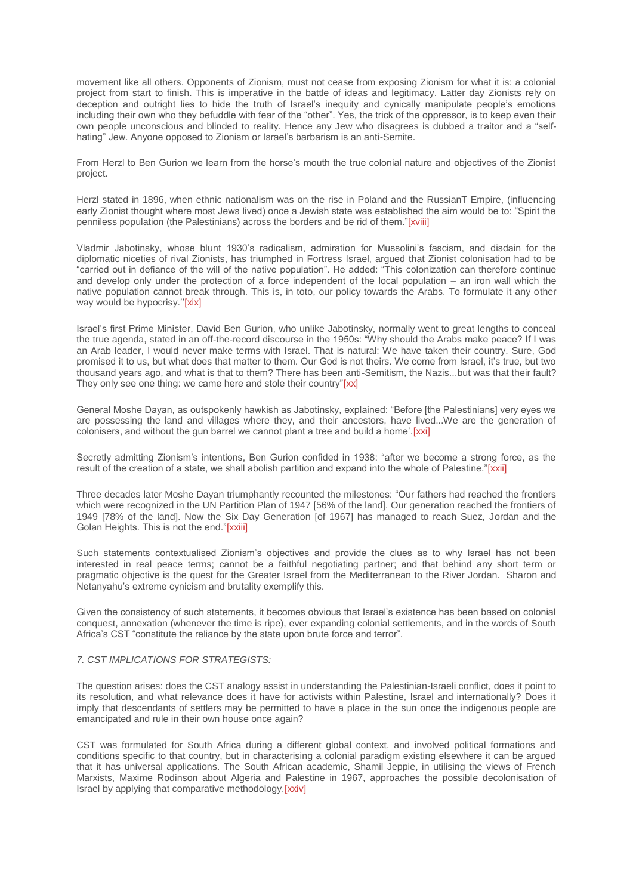movement like all others. Opponents of Zionism, must not cease from exposing Zionism for what it is: a colonial project from start to finish. This is imperative in the battle of ideas and legitimacy. Latter day Zionists rely on deception and outright lies to hide the truth of Israel's inequity and cynically manipulate people's emotions including their own who they befuddle with fear of the "other". Yes, the trick of the oppressor, is to keep even their own people unconscious and blinded to reality. Hence any Jew who disagrees is dubbed a traitor and a "self-hating" Jew. Anyone opposed to Zionism or Israel's barbarism is an anti-Semite.

From Herzl to Ben Gurion we learn from the horse's mouth the true colonial nature and objectives of the Zionist project.

Herzl stated in 1896, when ethnic nationalism was on the rise in Poland and the RussianT Empire, (influencing early Zionist thought where most Jews lived) once a Jewish state was established the aim would be to: "Spirit the penniless population (the Palestinians) across the borders and be rid of them."[xviii]

Vladmir Jabotinsky, whose blunt 1930's radicalism, admiration for Mussolini's fascism, and disdain for the diplomatic niceties of rival Zionists, has triumphed in Fortress Israel, argued that Zionist colonisation had to be "carried out in defiance of the will of the native population". He added: "This colonization can therefore continue and develop only under the protection of a force independent of the local population – an iron wall which the native population cannot break through. This is, in toto, our policy towards the Arabs. To formulate it any other way would be hypocrisy.''[xix]

Israel's first Prime Minister, David Ben Gurion, who unlike Jabotinsky, normally went to great lengths to conceal the true agenda, stated in an off-the-record discourse in the 1950s: "Why should the Arabs make peace? If I was an Arab leader, I would never make terms with Israel. That is natural: We have taken their country. Sure, God promised it to us, but what does that matter to them. Our God is not theirs. We come from Israel, it's true, but two thousand years ago, and what is that to them? There has been anti-Semitism, the Nazis...but was that their fault? They only see one thing: we came here and stole their country"[xx]

General Moshe Dayan, as outspokenly hawkish as Jabotinsky, explained: "Before [the Palestinians] very eyes we are possessing the land and villages where they, and their ancestors, have lived...We are the generation of colonisers, and without the gun barrel we cannot plant a tree and build a home'.[xxi]

Secretly admitting Zionism's intentions, Ben Gurion confided in 1938: "after we become a strong force, as the result of the creation of a state, we shall abolish partition and expand into the whole of Palestine."[xxii]

Three decades later Moshe Dayan triumphantly recounted the milestones: "Our fathers had reached the frontiers which were recognized in the UN Partition Plan of 1947 [56% of the land]. Our generation reached the frontiers of 1949 [78% of the land]. Now the Six Day Generation [of 1967] has managed to reach Suez, Jordan and the Golan Heights. This is not the end."[xxiii]

Such statements contextualised Zionism's objectives and provide the clues as to why Israel has not been interested in real peace terms; cannot be a faithful negotiating partner; and that behind any short term or pragmatic objective is the quest for the Greater Israel from the Mediterranean to the River Jordan. Sharon and Netanyahu's extreme cynicism and brutality exemplify this.

Given the consistency of such statements, it becomes obvious that Israel's existence has been based on colonial conquest, annexation (whenever the time is ripe), ever expanding colonial settlements, and in the words of South Africa's CST "constitute the reliance by the state upon brute force and terror".

*7. CST IMPLICATIONS FOR STRATEGISTS:*

The question arises: does the CST analogy assist in understanding the Palestinian-Israeli conflict, does it point to its resolution, and what relevance does it have for activists within Palestine, Israel and internationally? Does it imply that descendants of settlers may be permitted to have a place in the sun once the indigenous people are emancipated and rule in their own house once again?

CST was formulated for South Africa during a different global context, and involved political formations and conditions specific to that country, but in characterising a colonial paradigm existing elsewhere it can be argued that it has universal applications. The South African academic, Shamil Jeppie, in utilising the views of French Marxists, Maxime Rodinson about Algeria and Palestine in 1967, approaches the possible decolonisation of Israel by applying that comparative methodology.[xxiv]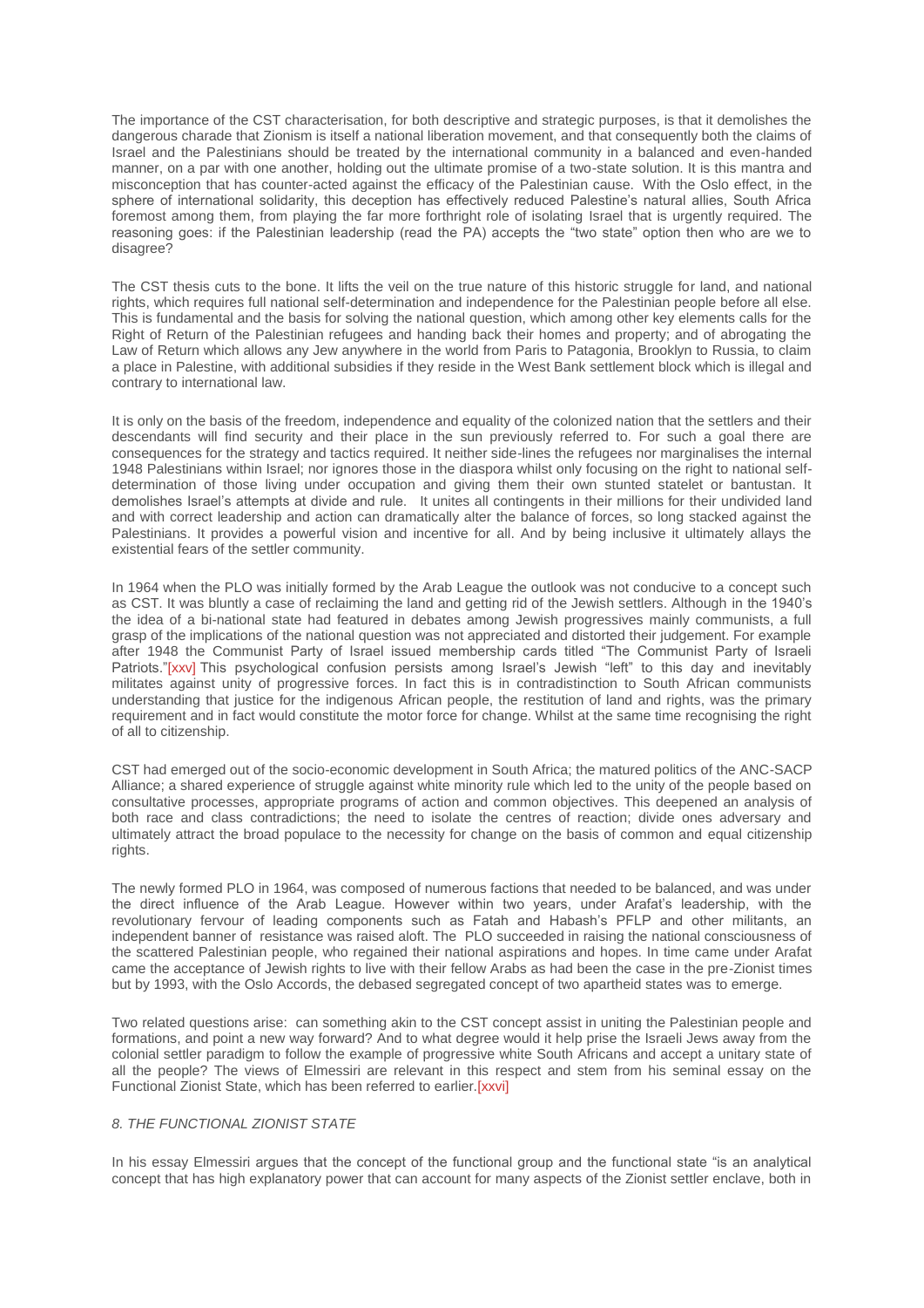The importance of the CST characterisation, for both descriptive and strategic purposes, is that it demolishes the dangerous charade that Zionism is itself a national liberation movement, and that consequently both the claims of Israel and the Palestinians should be treated by the international community in a balanced and even-handed manner, on a par with one another, holding out the ultimate promise of a two-state solution. It is this mantra and misconception that has counter-acted against the efficacy of the Palestinian cause. With the Oslo effect, in the sphere of international solidarity, this deception has effectively reduced Palestine's natural allies, South Africa foremost among them, from playing the far more forthright role of isolating Israel that is urgently required. The reasoning goes: if the Palestinian leadership (read the PA) accepts the "two state" option then who are we to disagree?

The CST thesis cuts to the bone. It lifts the veil on the true nature of this historic struggle for land, and national rights, which requires full national self-determination and independence for the Palestinian people before all else. This is fundamental and the basis for solving the national question, which among other key elements calls for the Right of Return of the Palestinian refugees and handing back their homes and property; and of abrogating the Law of Return which allows any Jew anywhere in the world from Paris to Patagonia, Brooklyn to Russia, to claim a place in Palestine, with additional subsidies if they reside in the West Bank settlement block which is illegal and contrary to international law.

It is only on the basis of the freedom, independence and equality of the colonized nation that the settlers and their descendants will find security and their place in the sun previously referred to. For such a goal there are consequences for the strategy and tactics required. It neither side-lines the refugees nor marginalises the internal 1948 Palestinians within Israel; nor ignores those in the diaspora whilst only focusing on the right to national self-determination of those living under occupation and giving them their own stunted statelet or bantustan. It demolishes Israel's attempts at divide and rule. It unites all contingents in their millions for their undivided land and with correct leadership and action can dramatically alter the balance of forces, so long stacked against the Palestinians. It provides a powerful vision and incentive for all. And by being inclusive it ultimately allays the existential fears of the settler community.

In 1964 when the PLO was initially formed by the Arab League the outlook was not conducive to a concept such as CST. It was bluntly a case of reclaiming the land and getting rid of the Jewish settlers. Although in the 1940's the idea of a bi-national state had featured in debates among Jewish progressives mainly communists, a full grasp of the implications of the national question was not appreciated and distorted their judgement. For example after 1948 the Communist Party of Israel issued membership cards titled "The Communist Party of Israeli Patriots."[xxv] This psychological confusion persists among Israel's Jewish "left" to this day and inevitably militates against unity of progressive forces. In fact this is in contradistinction to South African communists understanding that justice for the indigenous African people, the restitution of land and rights, was the primary requirement and in fact would constitute the motor force for change. Whilst at the same time recognising the right of all to citizenship.

CST had emerged out of the socio-economic development in South Africa; the matured politics of the ANC-SACP Alliance; a shared experience of struggle against white minority rule which led to the unity of the people based on consultative processes, appropriate programs of action and common objectives. This deepened an analysis of both race and class contradictions; the need to isolate the centres of reaction; divide ones adversary and ultimately attract the broad populace to the necessity for change on the basis of common and equal citizenship rights.

The newly formed PLO in 1964, was composed of numerous factions that needed to be balanced, and was under the direct influence of the Arab League. However within two years, under Arafat's leadership, with the revolutionary fervour of leading components such as Fatah and Habash's PFLP and other militants, an independent banner of resistance was raised aloft. The PLO succeeded in raising the national consciousness of the scattered Palestinian people, who regained their national aspirations and hopes. In time came under Arafat came the acceptance of Jewish rights to live with their fellow Arabs as had been the case in the pre-Zionist times but by 1993, with the Oslo Accords, the debased segregated concept of two apartheid states was to emerge.

Two related questions arise: can something akin to the CST concept assist in uniting the Palestinian people and formations, and point a new way forward? And to what degree would it help prise the Israeli Jews away from the colonial settler paradigm to follow the example of progressive white South Africans and accept a unitary state of all the people? The views of Elmessiri are relevant in this respect and stem from his seminal essay on the Functional Zionist State, which has been referred to earlier.[xxvi]

## *8. THE FUNCTIONAL ZIONIST STATE*

In his essay Elmessiri argues that the concept of the functional group and the functional state "is an analytical concept that has high explanatory power that can account for many aspects of the Zionist settler enclave, both in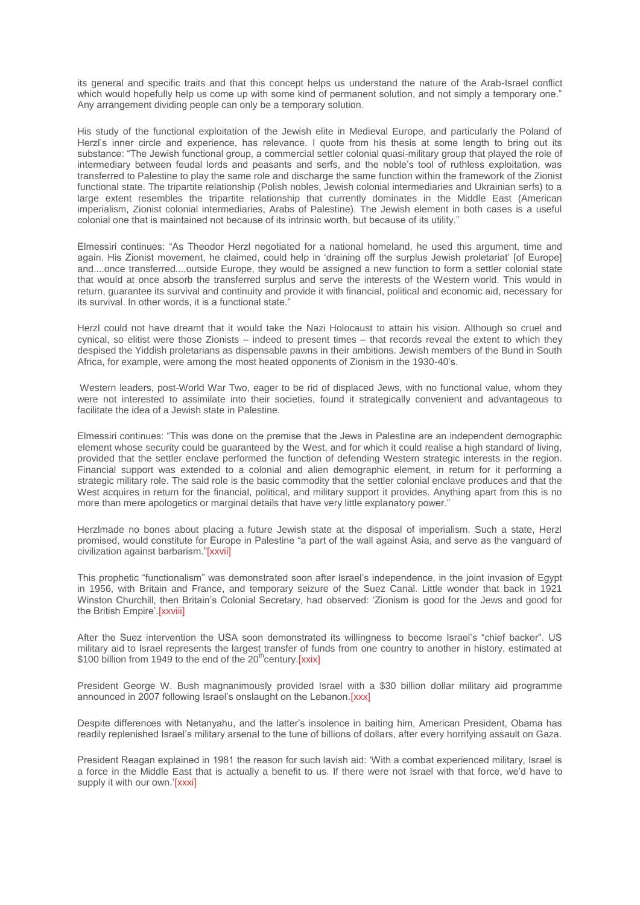its general and specific traits and that this concept helps us understand the nature of the Arab-Israel conflict which would hopefully help us come up with some kind of permanent solution, and not simply a temporary one." Any arrangement dividing people can only be a temporary solution.

His study of the functional exploitation of the Jewish elite in Medieval Europe, and particularly the Poland of Herzl's inner circle and experience, has relevance. I quote from his thesis at some length to bring out its substance: "The Jewish functional group, a commercial settler colonial quasi-military group that played the role of intermediary between feudal lords and peasants and serfs, and the noble's tool of ruthless exploitation, was transferred to Palestine to play the same role and discharge the same function within the framework of the Zionist functional state. The tripartite relationship (Polish nobles, Jewish colonial intermediaries and Ukrainian serfs) to a large extent resembles the tripartite relationship that currently dominates in the Middle East (American imperialism, Zionist colonial intermediaries, Arabs of Palestine). The Jewish element in both cases is a useful colonial one that is maintained not because of its intrinsic worth, but because of its utility."

Elmessiri continues: "As Theodor Herzl negotiated for a national homeland, he used this argument, time and again. His Zionist movement, he claimed, could help in 'draining off the surplus Jewish proletariat' [of Europe] and....once transferred....outside Europe, they would be assigned a new function to form a settler colonial state that would at once absorb the transferred surplus and serve the interests of the Western world. This would in return, guarantee its survival and continuity and provide it with financial, political and economic aid, necessary for its survival. In other words, it is a functional state."

Herzl could not have dreamt that it would take the Nazi Holocaust to attain his vision. Although so cruel and cynical, so elitist were those Zionists – indeed to present times – that records reveal the extent to which they despised the Yiddish proletarians as dispensable pawns in their ambitions. Jewish members of the Bund in South Africa, for example, were among the most heated opponents of Zionism in the 1930-40's.

Western leaders, post-World War Two, eager to be rid of displaced Jews, with no functional value, whom they were not interested to assimilate into their societies, found it strategically convenient and advantageous to facilitate the idea of a Jewish state in Palestine.

Elmessiri continues: "This was done on the premise that the Jews in Palestine are an independent demographic element whose security could be guaranteed by the West, and for which it could realise a high standard of living, provided that the settler enclave performed the function of defending Western strategic interests in the region. Financial support was extended to a colonial and alien demographic element, in return for it performing a strategic military role. The said role is the basic commodity that the settler colonial enclave produces and that the West acquires in return for the financial, political, and military support it provides. Anything apart from this is no more than mere apologetics or marginal details that have very little explanatory power."

Herzlmade no bones about placing a future Jewish state at the disposal of imperialism. Such a state, Herzl promised, would constitute for Europe in Palestine "a part of the wall against Asia, and serve as the vanguard of civilization against barbarism."[xxvii]

This prophetic "functionalism" was demonstrated soon after Israel's independence, in the joint invasion of Egypt in 1956, with Britain and France, and temporary seizure of the Suez Canal. Little wonder that back in 1921 Winston Churchill, then Britain's Colonial Secretary, had observed: 'Zionism is good for the Jews and good for the British Empire'.[xxviii]

After the Suez intervention the USA soon demonstrated its willingness to become Israel's "chief backer". US military aid to Israel represents the largest transfer of funds from one country to another in history, estimated at \$100 billion from 1949 to the end of the 20th century.[xxix]

President George W. Bush magnanimously provided Israel with a \$30 billion dollar military aid programme announced in 2007 following Israel's onslaught on the Lebanon.[xxx]

Despite differences with Netanyahu, and the latter's insolence in baiting him, American President, Obama has readily replenished Israel's military arsenal to the tune of billions of dollars, after every horrifying assault on Gaza.

President Reagan explained in 1981 the reason for such lavish aid: 'With a combat experienced military, Israel is a force in the Middle East that is actually a benefit to us. If there were not Israel with that force, we'd have to supply it with our own.'[xxxi]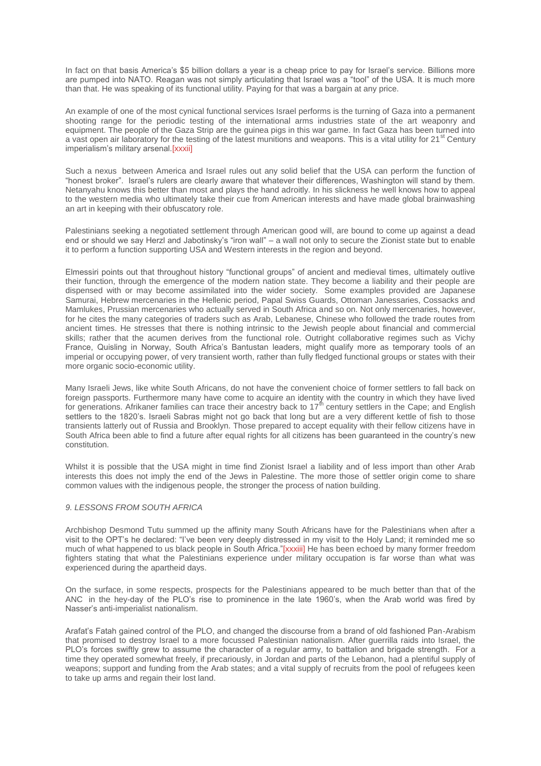In fact on that basis America's $5 billion dollars a year is a cheap price to pay for Israel's service. Billions more are pumped into NATO. Reagan was not simply articulating that Israel was a "tool" of the USA. It is much more than that. He was speaking of its functional utility. Paying for that was a bargain at any price.

An example of one of the most cynical functional services Israel performs is the turning of Gaza into a permanent shooting range for the periodic testing of the international arms industries state of the art weaponry and equipment. The people of the Gaza Strip are the guinea pigs in this war game. In fact Gaza has been turned into a vast open air laboratory for the testing of the latest munitions and weapons. This is a vital utility for 21st Century imperialism's military arsenal.[xxxii]

Such a nexus between America and Israel rules out any solid belief that the USA can perform the function of "honest broker". Israel's rulers are clearly aware that whatever their differences, Washington will stand by them. Netanyahu knows this better than most and plays the hand adroitly. In his slickness he well knows how to appeal to the western media who ultimately take their cue from American interests and have made global brainwashing an art in keeping with their obfuscatory role.

Palestinians seeking a negotiated settlement through American good will, are bound to come up against a dead end or should we say Herzl and Jabotinsky's "iron wall" – a wall not only to secure the Zionist state but to enable it to perform a function supporting USA and Western interests in the region and beyond.

Elmessiri points out that throughout history "functional groups" of ancient and medieval times, ultimately outlive their function, through the emergence of the modern nation state. They become a liability and their people are dispensed with or may become assimilated into the wider society. Some examples provided are Japanese Samurai, Hebrew mercenaries in the Hellenic period, Papal Swiss Guards, Ottoman Janessaries, Cossacks and Mamlukes, Prussian mercenaries who actually served in South Africa and so on. Not only mercenaries, however, for he cites the many categories of traders such as Arab, Lebanese, Chinese who followed the trade routes from ancient times. He stresses that there is nothing intrinsic to the Jewish people about financial and commercial skills; rather that the acumen derives from the functional role. Outright collaborative regimes such as Vichy France, Quisling in Norway, South Africa's Bantustan leaders, might qualify more as temporary tools of an imperial or occupying power, of very transient worth, rather than fully fledged functional groups or states with their more organic socio-economic utility.

Many Israeli Jews, like white South Africans, do not have the convenient choice of former settlers to fall back on foreign passports. Furthermore many have come to acquire an identity with the country in which they have lived for generations. Afrikaner families can trace their ancestry back to 17th century settlers in the Cape; and English settlers to the 1820's. Israeli Sabras might not go back that long but are a very different kettle of fish to those transients latterly out of Russia and Brooklyn. Those prepared to accept equality with their fellow citizens have in South Africa been able to find a future after equal rights for all citizens has been guaranteed in the country's new constitution.

Whilst it is possible that the USA might in time find Zionist Israel a liability and of less import than other Arab interests this does not imply the end of the Jews in Palestine. The more those of settler origin come to share common values with the indigenous people, the stronger the process of nation building.

### *9. LESSONS FROM SOUTH AFRICA*

Archbishop Desmond Tutu summed up the affinity many South Africans have for the Palestinians when after a visit to the OPT's he declared: "I've been very deeply distressed in my visit to the Holy Land; it reminded me so much of what happened to us black people in South Africa."[xxxiii] He has been echoed by many former freedom fighters stating that what the Palestinians experience under military occupation is far worse than what was experienced during the apartheid days.

On the surface, in some respects, prospects for the Palestinians appeared to be much better than that of the ANC in the hey-day of the PLO's rise to prominence in the late 1960's, when the Arab world was fired by Nasser's anti-imperialist nationalism.

Arafat's Fatah gained control of the PLO, and changed the discourse from a brand of old fashioned Pan-Arabism that promised to destroy Israel to a more focussed Palestinian nationalism. After guerrilla raids into Israel, the PLO's forces swiftly grew to assume the character of a regular army, to battalion and brigade strength. For a time they operated somewhat freely, if precariously, in Jordan and parts of the Lebanon, had a plentiful supply of weapons; support and funding from the Arab states; and a vital supply of recruits from the pool of refugees keen to take up arms and regain their lost land.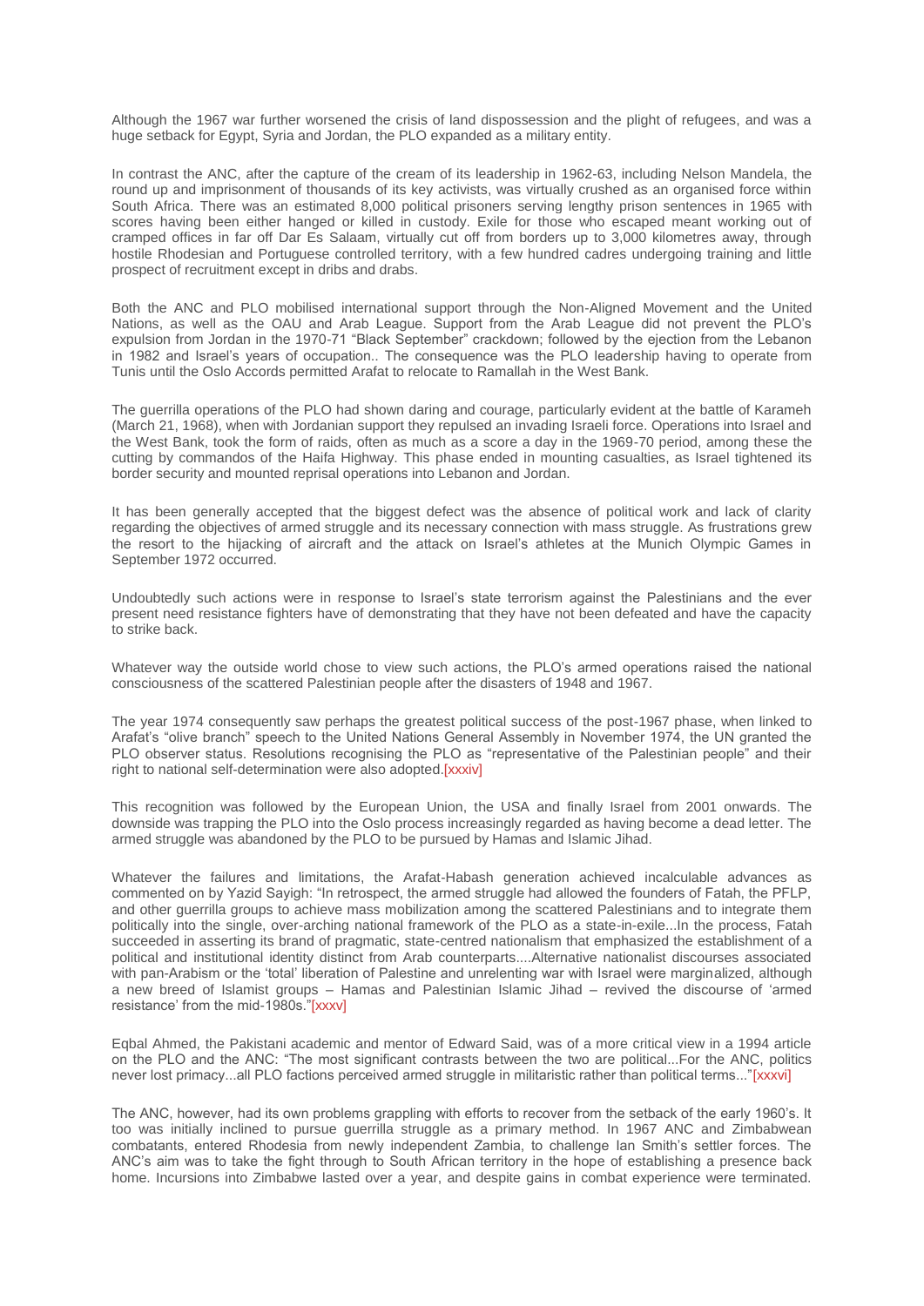Although the 1967 war further worsened the crisis of land dispossession and the plight of refugees, and was a huge setback for Egypt, Syria and Jordan, the PLO expanded as a military entity.

In contrast the ANC, after the capture of the cream of its leadership in 1962-63, including Nelson Mandela, the round up and imprisonment of thousands of its key activists, was virtually crushed as an organised force within South Africa. There was an estimated 8,000 political prisoners serving lengthy prison sentences in 1965 with scores having been either hanged or killed in custody. Exile for those who escaped meant working out of cramped offices in far off Dar Es Salaam, virtually cut off from borders up to 3,000 kilometres away, through hostile Rhodesian and Portuguese controlled territory, with a few hundred cadres undergoing training and little prospect of recruitment except in dribs and drabs.

Both the ANC and PLO mobilised international support through the Non-Aligned Movement and the United Nations, as well as the OAU and Arab League. Support from the Arab League did not prevent the PLO's expulsion from Jordan in the 1970-71 "Black September" crackdown; followed by the ejection from the Lebanon in 1982 and Israel's years of occupation.. The consequence was the PLO leadership having to operate from Tunis until the Oslo Accords permitted Arafat to relocate to Ramallah in the West Bank.

The guerrilla operations of the PLO had shown daring and courage, particularly evident at the battle of Karameh (March 21, 1968), when with Jordanian support they repulsed an invading Israeli force. Operations into Israel and the West Bank, took the form of raids, often as much as a score a day in the 1969-70 period, among these the cutting by commandos of the Haifa Highway. This phase ended in mounting casualties, as Israel tightened its border security and mounted reprisal operations into Lebanon and Jordan.

It has been generally accepted that the biggest defect was the absence of political work and lack of clarity regarding the objectives of armed struggle and its necessary connection with mass struggle. As frustrations grew the resort to the hijacking of aircraft and the attack on Israel's athletes at the Munich Olympic Games in September 1972 occurred.

Undoubtedly such actions were in response to Israel's state terrorism against the Palestinians and the ever present need resistance fighters have of demonstrating that they have not been defeated and have the capacity to strike back.

Whatever way the outside world chose to view such actions, the PLO's armed operations raised the national consciousness of the scattered Palestinian people after the disasters of 1948 and 1967.

The year 1974 consequently saw perhaps the greatest political success of the post-1967 phase, when linked to Arafat's "olive branch" speech to the United Nations General Assembly in November 1974, the UN granted the PLO observer status. Resolutions recognising the PLO as "representative of the Palestinian people" and their right to national self-determination were also adopted.[xxxiv]

This recognition was followed by the European Union, the USA and finally Israel from 2001 onwards. The downside was trapping the PLO into the Oslo process increasingly regarded as having become a dead letter. The armed struggle was abandoned by the PLO to be pursued by Hamas and Islamic Jihad.

Whatever the failures and limitations, the Arafat-Habash generation achieved incalculable advances as commented on by Yazid Sayigh: "In retrospect, the armed struggle had allowed the founders of Fatah, the PFLP, and other guerrilla groups to achieve mass mobilization among the scattered Palestinians and to integrate them politically into the single, over-arching national framework of the PLO as a state-in-exile...In the process, Fatah succeeded in asserting its brand of pragmatic, state-centred nationalism that emphasized the establishment of a political and institutional identity distinct from Arab counterparts....Alternative nationalist discourses associated with pan-Arabism or the 'total' liberation of Palestine and unrelenting war with Israel were marginalized, although a new breed of Islamist groups – Hamas and Palestinian Islamic Jihad – revived the discourse of 'armed resistance' from the mid-1980s."[xxxv]

Eqbal Ahmed, the Pakistani academic and mentor of Edward Said, was of a more critical view in a 1994 article on the PLO and the ANC: "The most significant contrasts between the two are political...For the ANC, politics never lost primacy...all PLO factions perceived armed struggle in militaristic rather than political terms..."[xxxvi]

The ANC, however, had its own problems grappling with efforts to recover from the setback of the early 1960's. It too was initially inclined to pursue guerrilla struggle as a primary method. In 1967 ANC and Zimbabwean combatants, entered Rhodesia from newly independent Zambia, to challenge Ian Smith's settler forces. The ANC's aim was to take the fight through to South African territory in the hope of establishing a presence back home. Incursions into Zimbabwe lasted over a year, and despite gains in combat experience were terminated.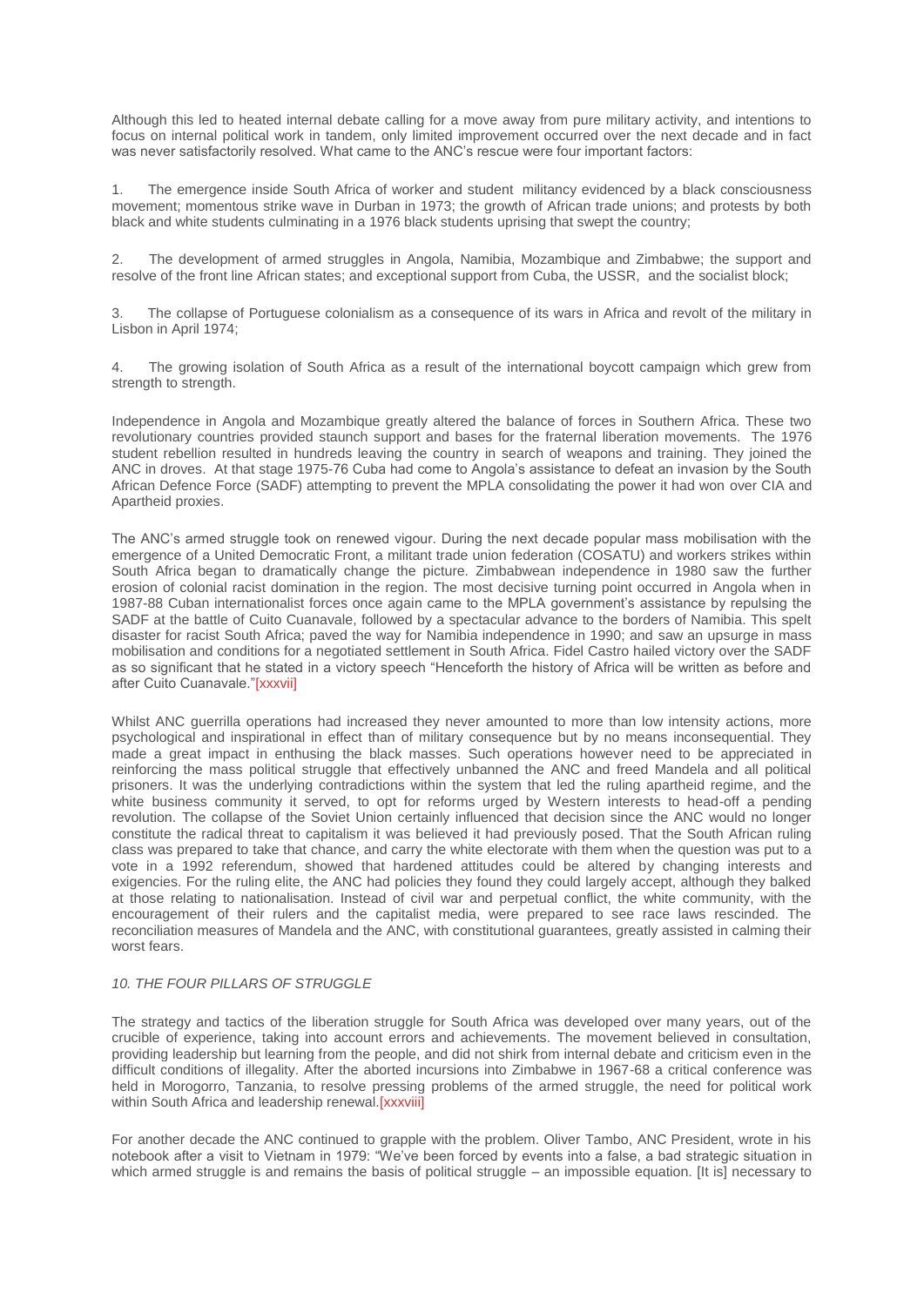Although this led to heated internal debate calling for a move away from pure military activity, and intentions to focus on internal political work in tandem, only limited improvement occurred over the next decade and in fact was never satisfactorily resolved. What came to the ANC's rescue were four important factors:

1. The emergence inside South Africa of worker and student militancy evidenced by a black consciousness movement; momentous strike wave in Durban in 1973; the growth of African trade unions; and protests by both black and white students culminating in a 1976 black students uprising that swept the country;

2. The development of armed struggles in Angola, Namibia, Mozambique and Zimbabwe; the support and resolve of the front line African states; and exceptional support from Cuba, the USSR, and the socialist block;

3. The collapse of Portuguese colonialism as a consequence of its wars in Africa and revolt of the military in Lisbon in April 1974;

4. The growing isolation of South Africa as a result of the international boycott campaign which grew from strength to strength.

Independence in Angola and Mozambique greatly altered the balance of forces in Southern Africa. These two revolutionary countries provided staunch support and bases for the fraternal liberation movements. The 1976 student rebellion resulted in hundreds leaving the country in search of weapons and training. They joined the ANC in droves. At that stage 1975-76 Cuba had come to Angola's assistance to defeat an invasion by the South African Defence Force (SADF) attempting to prevent the MPLA consolidating the power it had won over CIA and Apartheid proxies.

The ANC's armed struggle took on renewed vigour. During the next decade popular mass mobilisation with the emergence of a United Democratic Front, a militant trade union federation (COSATU) and workers strikes within South Africa began to dramatically change the picture. Zimbabwean independence in 1980 saw the further erosion of colonial racist domination in the region. The most decisive turning point occurred in Angola when in 1987-88 Cuban internationalist forces once again came to the MPLA government's assistance by repulsing the SADF at the battle of Cuito Cuanavale, followed by a spectacular advance to the borders of Namibia. This spelt disaster for racist South Africa; paved the way for Namibia independence in 1990; and saw an upsurge in mass mobilisation and conditions for a negotiated settlement in South Africa. Fidel Castro hailed victory over the SADF as so significant that he stated in a victory speech "Henceforth the history of Africa will be written as before and after Cuito Cuanavale."[xxxvii]

Whilst ANC guerrilla operations had increased they never amounted to more than low intensity actions, more psychological and inspirational in effect than of military consequence but by no means inconsequential. They made a great impact in enthusing the black masses. Such operations however need to be appreciated in reinforcing the mass political struggle that effectively unbanned the ANC and freed Mandela and all political prisoners. It was the underlying contradictions within the system that led the ruling apartheid regime, and the white business community it served, to opt for reforms urged by Western interests to head-off a pending revolution. The collapse of the Soviet Union certainly influenced that decision since the ANC would no longer constitute the radical threat to capitalism it was believed it had previously posed. That the South African ruling class was prepared to take that chance, and carry the white electorate with them when the question was put to a vote in a 1992 referendum, showed that hardened attitudes could be altered by changing interests and exigencies. For the ruling elite, the ANC had policies they found they could largely accept, although they balked at those relating to nationalisation. Instead of civil war and perpetual conflict, the white community, with the encouragement of their rulers and the capitalist media, were prepared to see race laws rescinded. The reconciliation measures of Mandela and the ANC, with constitutional guarantees, greatly assisted in calming their worst fears.

### *10. THE FOUR PILLARS OF STRUGGLE*

The strategy and tactics of the liberation struggle for South Africa was developed over many years, out of the crucible of experience, taking into account errors and achievements. The movement believed in consultation, providing leadership but learning from the people, and did not shirk from internal debate and criticism even in the difficult conditions of illegality. After the aborted incursions into Zimbabwe in 1967-68 a critical conference was held in Morogorro, Tanzania, to resolve pressing problems of the armed struggle, the need for political work within South Africa and leadership renewal.[xxxviii]

For another decade the ANC continued to grapple with the problem. Oliver Tambo, ANC President, wrote in his notebook after a visit to Vietnam in 1979: "We've been forced by events into a false, a bad strategic situation in which armed struggle is and remains the basis of political struggle – an impossible equation. [It is] necessary to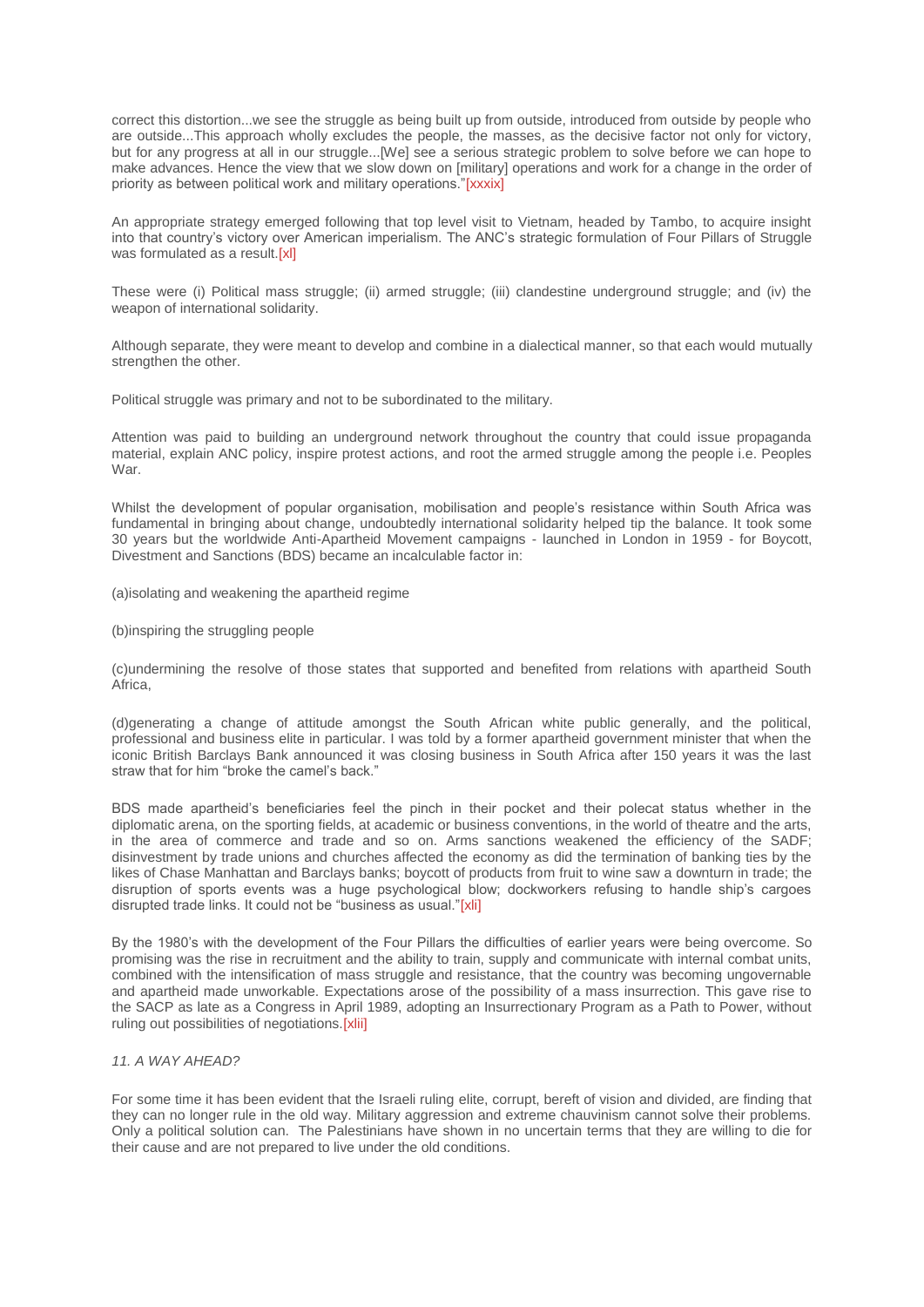correct this distortion...we see the struggle as being built up from outside, introduced from outside by people who are outside...This approach wholly excludes the people, the masses, as the decisive factor not only for victory, but for any progress at all in our struggle...[We] see a serious strategic problem to solve before we can hope to make advances. Hence the view that we slow down on [military] operations and work for a change in the order of priority as between political work and military operations."[xxxix]

An appropriate strategy emerged following that top level visit to Vietnam, headed by Tambo, to acquire insight into that country's victory over American imperialism. The ANC's strategic formulation of Four Pillars of Struggle was formulated as a result.[xl]

These were (i) Political mass struggle; (ii) armed struggle; (iii) clandestine underground struggle; and (iv) the weapon of international solidarity.

Although separate, they were meant to develop and combine in a dialectical manner, so that each would mutually strengthen the other.

Political struggle was primary and not to be subordinated to the military.

Attention was paid to building an underground network throughout the country that could issue propaganda material, explain ANC policy, inspire protest actions, and root the armed struggle among the people i.e. Peoples War.

Whilst the development of popular organisation, mobilisation and people's resistance within South Africa was fundamental in bringing about change, undoubtedly international solidarity helped tip the balance. It took some 30 years but the worldwide Anti-Apartheid Movement campaigns - launched in London in 1959 - for Boycott, Divestment and Sanctions (BDS) became an incalculable factor in:

(a)isolating and weakening the apartheid regime

(b)inspiring the struggling people

(c)undermining the resolve of those states that supported and benefited from relations with apartheid South Africa,

(d)generating a change of attitude amongst the South African white public generally, and the political, professional and business elite in particular. I was told by a former apartheid government minister that when the iconic British Barclays Bank announced it was closing business in South Africa after 150 years it was the last straw that for him "broke the camel's back."

BDS made apartheid's beneficiaries feel the pinch in their pocket and their polecat status whether in the diplomatic arena, on the sporting fields, at academic or business conventions, in the world of theatre and the arts, in the area of commerce and trade and so on. Arms sanctions weakened the efficiency of the SADF; disinvestment by trade unions and churches affected the economy as did the termination of banking ties by the likes of Chase Manhattan and Barclays banks; boycott of products from fruit to wine saw a downturn in trade; the disruption of sports events was a huge psychological blow; dockworkers refusing to handle ship's cargoes disrupted trade links. It could not be "business as usual."[xli]

By the 1980's with the development of the Four Pillars the difficulties of earlier years were being overcome. So promising was the rise in recruitment and the ability to train, supply and communicate with internal combat units, combined with the intensification of mass struggle and resistance, that the country was becoming ungovernable and apartheid made unworkable. Expectations arose of the possibility of a mass insurrection. This gave rise to the SACP as late as a Congress in April 1989, adopting an Insurrectionary Program as a Path to Power, without ruling out possibilities of negotiations.[xlii]

*11. A WAY AHEAD?*

For some time it has been evident that the Israeli ruling elite, corrupt, bereft of vision and divided, are finding that they can no longer rule in the old way. Military aggression and extreme chauvinism cannot solve their problems. Only a political solution can. The Palestinians have shown in no uncertain terms that they are willing to die for their cause and are not prepared to live under the old conditions.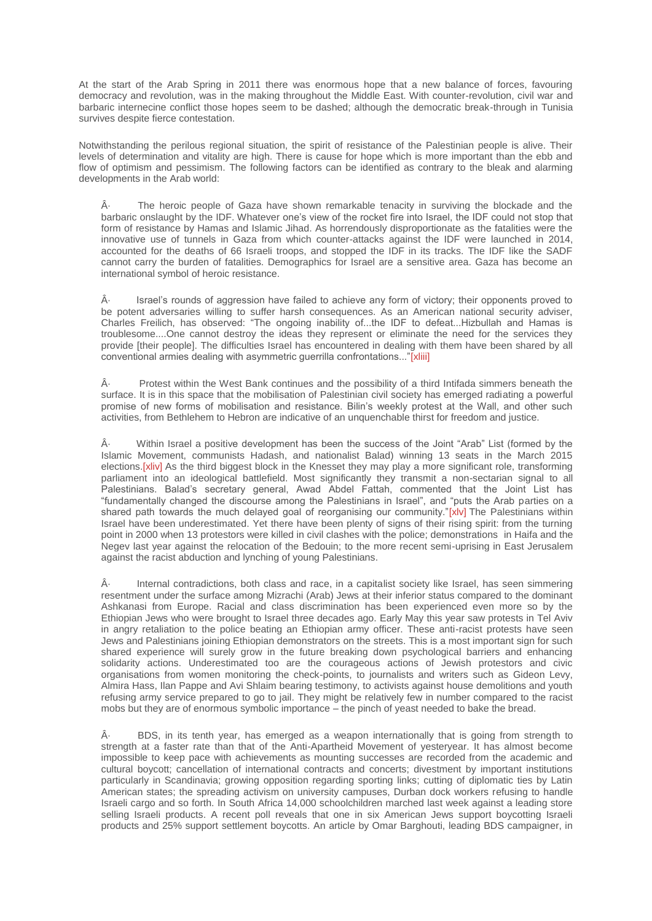At the start of the Arab Spring in 2011 there was enormous hope that a new balance of forces, favouring democracy and revolution, was in the making throughout the Middle East. With counter-revolution, civil war and barbaric internecine conflict those hopes seem to be dashed; although the democratic break-through in Tunisia survives despite fierce contestation.

Notwithstanding the perilous regional situation, the spirit of resistance of the Palestinian people is alive. Their levels of determination and vitality are high. There is cause for hope which is more important than the ebb and flow of optimism and pessimism. The following factors can be identified as contrary to the bleak and alarming developments in the Arab world:

- The heroic people of Gaza have shown remarkable tenacity in surviving the blockade and the barbaric onslaught by the IDF. Whatever one's view of the rocket fire into Israel, the IDF could not stop that form of resistance by Hamas and Islamic Jihad. As horrendously disproportionate as the fatalities were the innovative use of tunnels in Gaza from which counter-attacks against the IDF were launched in 2014, accounted for the deaths of 66 Israeli troops, and stopped the IDF in its tracks. The IDF like the SADF cannot carry the burden of fatalities. Demographics for Israel are a sensitive area. Gaza has become an international symbol of heroic resistance.

- Israel's rounds of aggression have failed to achieve any form of victory; their opponents proved to be potent adversaries willing to suffer harsh consequences. As an American national security adviser, Charles Freilich, has observed: "The ongoing inability of...the IDF to defeat...Hizbullah and Hamas is troublesome....One cannot destroy the ideas they represent or eliminate the need for the services they provide [their people]. The difficulties Israel has encountered in dealing with them have been shared by all conventional armies dealing with asymmetric guerrilla confrontations..."[xliii]

- Protest within the West Bank continues and the possibility of a third Intifada simmers beneath the surface. It is in this space that the mobilisation of Palestinian civil society has emerged radiating a powerful promise of new forms of mobilisation and resistance. Bilin's weekly protest at the Wall, and other such activities, from Bethlehem to Hebron are indicative of an unquenchable thirst for freedom and justice.

- Within Israel a positive development has been the success of the Joint "Arab" List (formed by the Islamic Movement, communists Hadash, and nationalist Balad) winning 13 seats in the March 2015 elections.[xliv] As the third biggest block in the Knesset they may play a more significant role, transforming parliament into an ideological battlefield. Most significantly they transmit a non-sectarian signal to all Palestinians. Balad's secretary general, Awad Abdel Fattah, commented that the Joint List has "fundamentally changed the discourse among the Palestinians in Israel", and "puts the Arab parties on a shared path towards the much delayed goal of reorganising our community."[xlv] The Palestinians within Israel have been underestimated. Yet there have been plenty of signs of their rising spirit: from the turning point in 2000 when 13 protestors were killed in civil clashes with the police; demonstrations in Haifa and the Negev last year against the relocation of the Bedouin; to the more recent semi-uprising in East Jerusalem against the racist abduction and lynching of young Palestinians.

- Internal contradictions, both class and race, in a capitalist society like Israel, has seen simmering resentment under the surface among Mizrachi (Arab) Jews at their inferior status compared to the dominant Ashkanasi from Europe. Racial and class discrimination has been experienced even more so by the Ethiopian Jews who were brought to Israel three decades ago. Early May this year saw protests in Tel Aviv in angry retaliation to the police beating an Ethiopian army officer. These anti-racist protests have seen Jews and Palestinians joining Ethiopian demonstrators on the streets. This is a most important sign for such shared experience will surely grow in the future breaking down psychological barriers and enhancing solidarity actions. Underestimated too are the courageous actions of Jewish protestors and civic organisations from women monitoring the check-points, to journalists and writers such as Gideon Levy, Almira Hass, Ilan Pappe and Avi Shlaim bearing testimony, to activists against house demolitions and youth refusing army service prepared to go to jail. They might be relatively few in number compared to the racist mobs but they are of enormous symbolic importance – the pinch of yeast needed to bake the bread.

- BDS, in its tenth year, has emerged as a weapon internationally that is going from strength to strength at a faster rate than that of the Anti-Apartheid Movement of yesteryear. It has almost become impossible to keep pace with achievements as mounting successes are recorded from the academic and cultural boycott; cancellation of international contracts and concerts; divestment by important institutions particularly in Scandinavia; growing opposition regarding sporting links; cutting of diplomatic ties by Latin American states; the spreading activism on university campuses, Durban dock workers refusing to handle Israeli cargo and so forth. In South Africa 14,000 schoolchildren marched last week against a leading store selling Israeli products. A recent poll reveals that one in six American Jews support boycotting Israeli products and 25% support settlement boycotts. An article by Omar Barghouti, leading BDS campaigner, in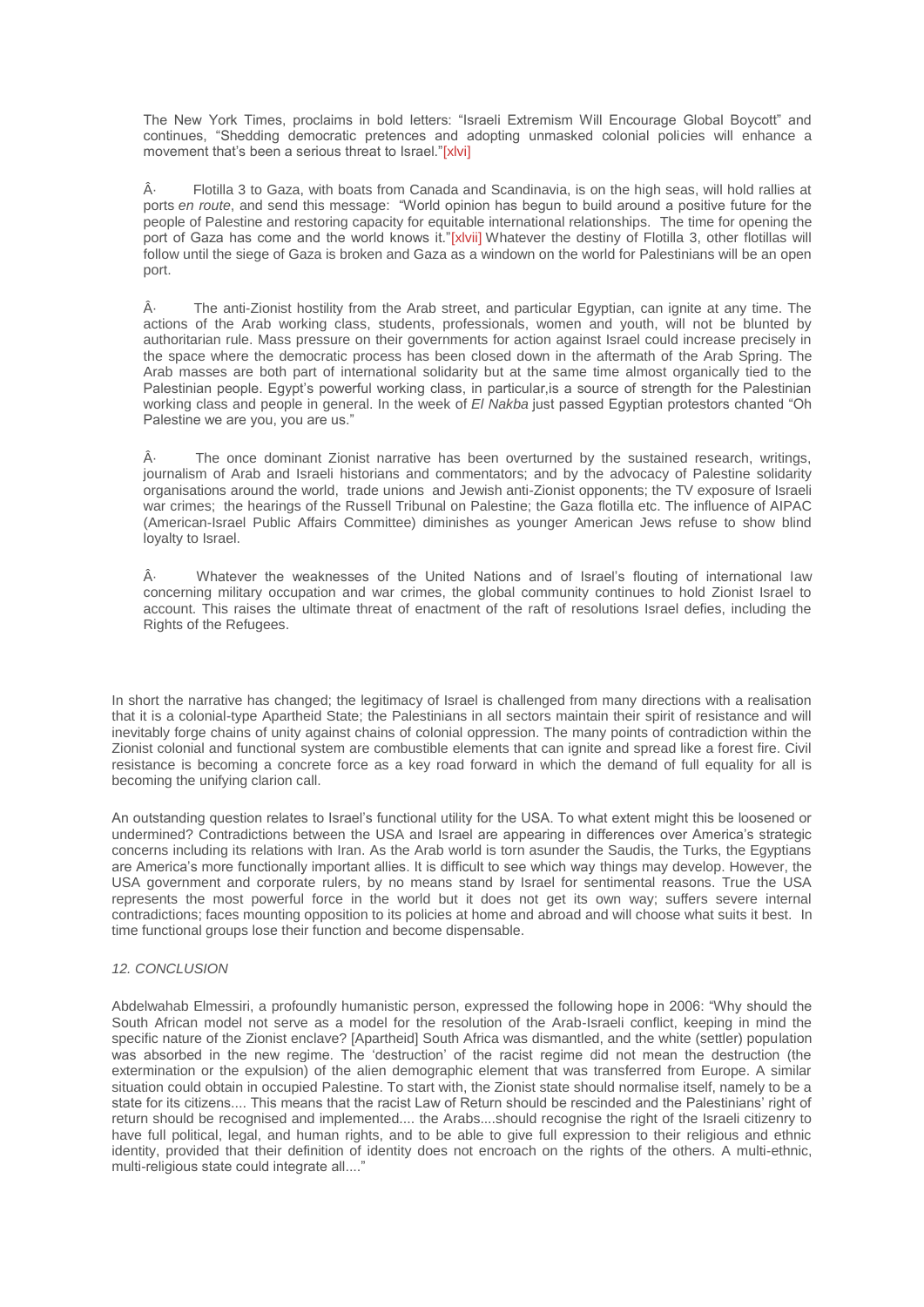The New York Times, proclaims in bold letters: "Israeli Extremism Will Encourage Global Boycott" and continues, "Shedding democratic pretences and adopting unmasked colonial policies will enhance a movement that's been a serious threat to Israel."[xlvi]

- Flotilla 3 to Gaza, with boats from Canada and Scandinavia, is on the high seas, will hold rallies at ports *en route*, and send this message: "World opinion has begun to build around a positive future for the people of Palestine and restoring capacity for equitable international relationships. The time for opening the port of Gaza has come and the world knows it."[xlvii] Whatever the destiny of Flotilla 3, other flotillas will follow until the siege of Gaza is broken and Gaza as a windown on the world for Palestinians will be an open port.

- The anti-Zionist hostility from the Arab street, and particular Egyptian, can ignite at any time. The actions of the Arab working class, students, professionals, women and youth, will not be blunted by authoritarian rule. Mass pressure on their governments for action against Israel could increase precisely in the space where the democratic process has been closed down in the aftermath of the Arab Spring. The Arab masses are both part of international solidarity but at the same time almost organically tied to the Palestinian people. Egypt's powerful working class, in particular,is a source of strength for the Palestinian working class and people in general. In the week of *El Nakba* just passed Egyptian protestors chanted "Oh Palestine we are you, you are us."

- The once dominant Zionist narrative has been overturned by the sustained research, writings, journalism of Arab and Israeli historians and commentators; and by the advocacy of Palestine solidarity organisations around the world, trade unions and Jewish anti-Zionist opponents; the TV exposure of Israeli war crimes; the hearings of the Russell Tribunal on Palestine; the Gaza flotilla etc. The influence of AIPAC (American-Israel Public Affairs Committee) diminishes as younger American Jews refuse to show blind loyalty to Israel.

- Whatever the weaknesses of the United Nations and of Israel's flouting of international law concerning military occupation and war crimes, the global community continues to hold Zionist Israel to account. This raises the ultimate threat of enactment of the raft of resolutions Israel defies, including the Rights of the Refugees.

In short the narrative has changed; the legitimacy of Israel is challenged from many directions with a realisation that it is a colonial-type Apartheid State; the Palestinians in all sectors maintain their spirit of resistance and will inevitably forge chains of unity against chains of colonial oppression. The many points of contradiction within the Zionist colonial and functional system are combustible elements that can ignite and spread like a forest fire. Civil resistance is becoming a concrete force as a key road forward in which the demand of full equality for all is becoming the unifying clarion call.

An outstanding question relates to Israel's functional utility for the USA. To what extent might this be loosened or undermined? Contradictions between the USA and Israel are appearing in differences over America's strategic concerns including its relations with Iran. As the Arab world is torn asunder the Saudis, the Turks, the Egyptians are America's more functionally important allies. It is difficult to see which way things may develop. However, the USA government and corporate rulers, by no means stand by Israel for sentimental reasons. True the USA represents the most powerful force in the world but it does not get its own way; suffers severe internal contradictions; faces mounting opposition to its policies at home and abroad and will choose what suits it best. In time functional groups lose their function and become dispensable.

## *12. CONCLUSION*

Abdelwahab Elmessiri, a profoundly humanistic person, expressed the following hope in 2006: "Why should the South African model not serve as a model for the resolution of the Arab-Israeli conflict, keeping in mind the specific nature of the Zionist enclave? [Apartheid] South Africa was dismantled, and the white (settler) population was absorbed in the new regime. The 'destruction' of the racist regime did not mean the destruction (the extermination or the expulsion) of the alien demographic element that was transferred from Europe. A similar situation could obtain in occupied Palestine. To start with, the Zionist state should normalise itself, namely to be a state for its citizens.... This means that the racist Law of Return should be rescinded and the Palestinians' right of return should be recognised and implemented.... the Arabs....should recognise the right of the Israeli citizenry to have full political, legal, and human rights, and to be able to give full expression to their religious and ethnic identity, provided that their definition of identity does not encroach on the rights of the others. A multi-ethnic, multi-religious state could integrate all...."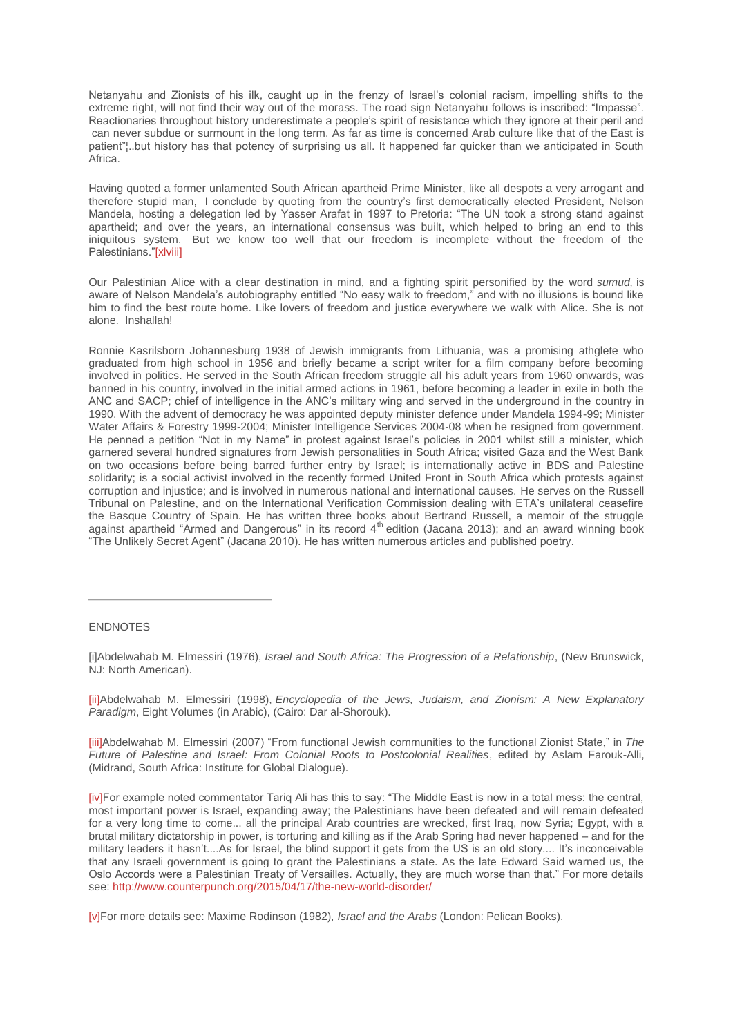Netanyahu and Zionists of his ilk, caught up in the frenzy of Israel's colonial racism, impelling shifts to the extreme right, will not find their way out of the morass. The road sign Netanyahu follows is inscribed: "Impasse". Reactionaries throughout history underestimate a people's spirit of resistance which they ignore at their peril and can never subdue or surmount in the long term. As far as time is concerned Arab culture like that of the East is patient"¦..but history has that potency of surprising us all. It happened far quicker than we anticipated in South Africa.

Having quoted a former unlamented South African apartheid Prime Minister, like all despots a very arrogant and therefore stupid man, I conclude by quoting from the country's first democratically elected President, Nelson Mandela, hosting a delegation led by Yasser Arafat in 1997 to Pretoria: "The UN took a strong stand against apartheid; and over the years, an international consensus was built, which helped to bring an end to this iniquitous system. But we know too well that our freedom is incomplete without the freedom of the Palestinians."[xlviii]

Our Palestinian Alice with a clear destination in mind, and a fighting spirit personified by the word *sumud,* is aware of Nelson Mandela's autobiography entitled "No easy walk to freedom," and with no illusions is bound like him to find the best route home. Like lovers of freedom and justice everywhere we walk with Alice. She is not alone. Inshallah!

Ronnie Kasrilsborn Johannesburg 1938 of Jewish immigrants from Lithuania, was a promising athglete who graduated from high school in 1956 and briefly became a script writer for a film company before becoming involved in politics. He served in the South African freedom struggle all his adult years from 1960 onwards, was banned in his country, involved in the initial armed actions in 1961, before becoming a leader in exile in both the ANC and SACP; chief of intelligence in the ANC's military wing and served in the underground in the country in 1990. With the advent of democracy he was appointed deputy minister defence under Mandela 1994-99; Minister Water Affairs & Forestry 1999-2004; Minister Intelligence Services 2004-08 when he resigned from government. He penned a petition "Not in my Name" in protest against Israel's policies in 2001 whilst still a minister, which garnered several hundred signatures from Jewish personalities in South Africa; visited Gaza and the West Bank on two occasions before being barred further entry by Israel; is internationally active in BDS and Palestine solidarity; is a social activist involved in the recently formed United Front in South Africa which protests against corruption and injustice; and is involved in numerous national and international causes. He serves on the Russell Tribunal on Palestine, and on the International Verification Commission dealing with ETA's unilateral ceasefire the Basque Country of Spain. He has written three books about Bertrand Russell, a memoir of the struggle against apartheid "Armed and Dangerous" in its record 4th edition (Jacana 2013); and an award winning book "The Unlikely Secret Agent" (Jacana 2010). He has written numerous articles and published poetry.

---

ENDNOTES

[i]Abdelwahab M. Elmessiri (1976), *Israel and South Africa: The Progression of a Relationship*, (New Brunswick, NJ: North American).

[ii]Abdelwahab M. Elmessiri (1998), *Encyclopedia of the Jews, Judaism, and Zionism: A New Explanatory Paradigm*, Eight Volumes (in Arabic), (Cairo: Dar al-Shorouk).

[iii]Abdelwahab M. Elmessiri (2007) "From functional Jewish communities to the functional Zionist State," in *The Future of Palestine and Israel: From Colonial Roots to Postcolonial Realities*, edited by Aslam Farouk-Alli, (Midrand, South Africa: Institute for Global Dialogue).

[iv]For example noted commentator Tariq Ali has this to say: "The Middle East is now in a total mess: the central, most important power is Israel, expanding away; the Palestinians have been defeated and will remain defeated for a very long time to come... all the principal Arab countries are wrecked, first Iraq, now Syria; Egypt, with a brutal military dictatorship in power, is torturing and killing as if the Arab Spring had never happened – and for the military leaders it hasn't....As for Israel, the blind support it gets from the US is an old story.... It's inconceivable that any Israeli government is going to grant the Palestinians a state. As the late Edward Said warned us, the Oslo Accords were a Palestinian Treaty of Versailles. Actually, they are much worse than that." For more details see: http://www.counterpunch.org/2015/04/17/the-new-world-disorder/

[v]For more details see: Maxime Rodinson (1982), *Israel and the Arabs* (London: Pelican Books).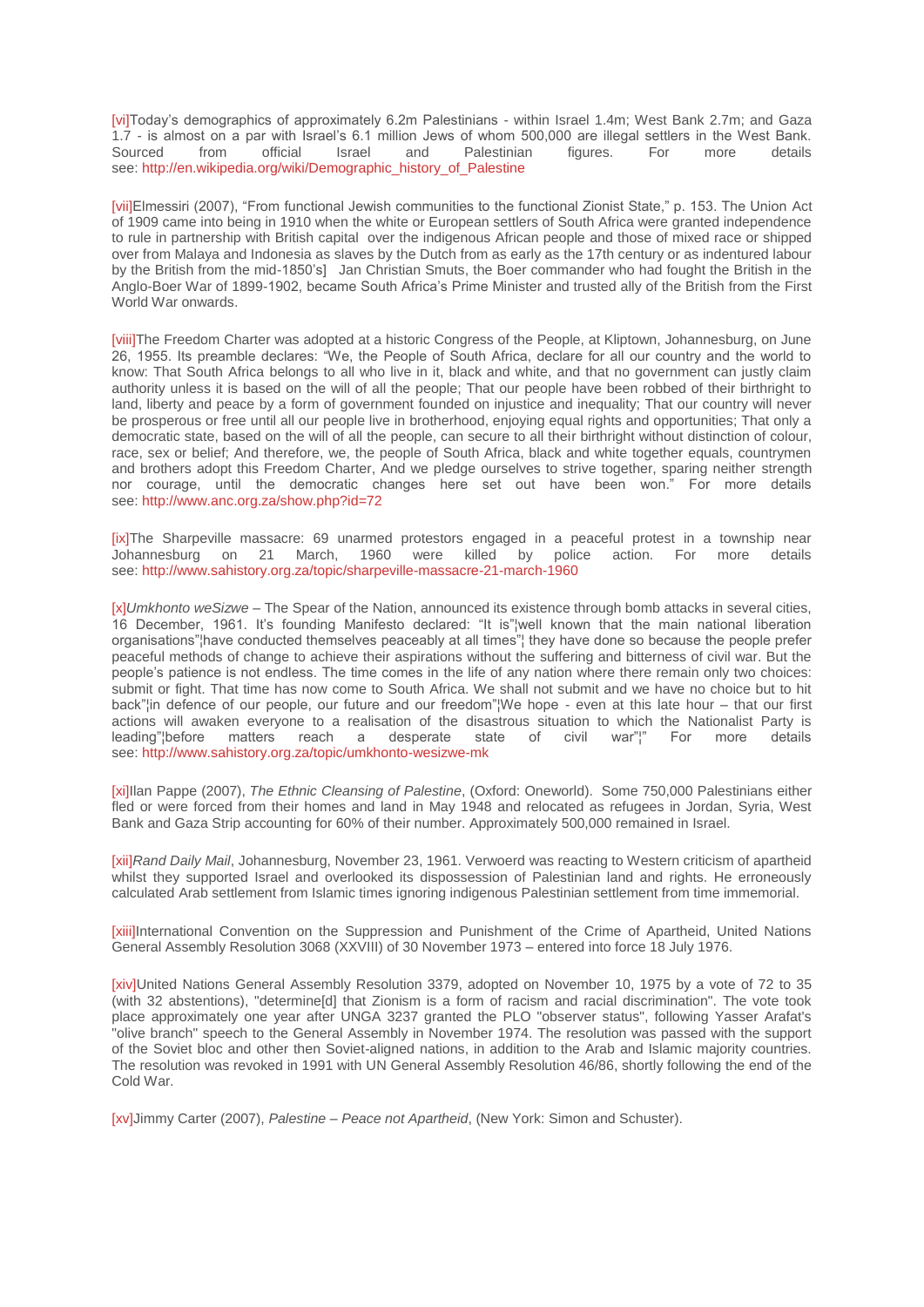[vi]Today's demographics of approximately 6.2m Palestinians - within Israel 1.4m; West Bank 2.7m; and Gaza 1.7 - is almost on a par with Israel's 6.1 million Jews of whom 500,000 are illegal settlers in the West Bank. Sourced from official Israel and Palestinian figures. For more details see: http://en.wikipedia.org/wiki/Demographic_history_of_Palestine

[vii]Elmessiri (2007), "From functional Jewish communities to the functional Zionist State," p. 153. The Union Act of 1909 came into being in 1910 when the white or European settlers of South Africa were granted independence to rule in partnership with British capital over the indigenous African people and those of mixed race or shipped over from Malaya and Indonesia as slaves by the Dutch from as early as the 17th century or as indentured labour by the British from the mid-1850's] Jan Christian Smuts, the Boer commander who had fought the British in the Anglo-Boer War of 1899-1902, became South Africa's Prime Minister and trusted ally of the British from the First World War onwards.

[viii]The Freedom Charter was adopted at a historic Congress of the People, at Kliptown, Johannesburg, on June 26, 1955. Its preamble declares: "We, the People of South Africa, declare for all our country and the world to know: That South Africa belongs to all who live in it, black and white, and that no government can justly claim authority unless it is based on the will of all the people; That our people have been robbed of their birthright to land, liberty and peace by a form of government founded on injustice and inequality; That our country will never be prosperous or free until all our people live in brotherhood, enjoying equal rights and opportunities; That only a democratic state, based on the will of all the people, can secure to all their birthright without distinction of colour, race, sex or belief; And therefore, we, the people of South Africa, black and white together equals, countrymen and brothers adopt this Freedom Charter, And we pledge ourselves to strive together, sparing neither strength nor courage, until the democratic changes here set out have been won." For more details see: http://www.anc.org.za/show.php?id=72

[ix]The Sharpeville massacre: 69 unarmed protestors engaged in a peaceful protest in a township near Johannesburg on 21 March, 1960 were killed by police action. For more details see: http://www.sahistory.org.za/topic/sharpeville-massacre-21-march-1960

[x]*Umkhonto weSizwe* – The Spear of the Nation, announced its existence through bomb attacks in several cities, 16 December, 1961. It's founding Manifesto declared: "It is"¦well known that the main national liberation organisations"¦have conducted themselves peaceably at all times"¦ they have done so because the people prefer peaceful methods of change to achieve their aspirations without the suffering and bitterness of civil war. But the people's patience is not endless. The time comes in the life of any nation where there remain only two choices: submit or fight. That time has now come to South Africa. We shall not submit and we have no choice but to hit back"¦in defence of our people, our future and our freedom"¦We hope - even at this late hour – that our first actions will awaken everyone to a realisation of the disastrous situation to which the Nationalist Party is leading"¦before matters reach a desperate state of civil war"¦" For more details see: http://www.sahistory.org.za/topic/umkhonto-wesizwe-mk

[xi]Ilan Pappe (2007), *The Ethnic Cleansing of Palestine*, (Oxford: Oneworld). Some 750,000 Palestinians either fled or were forced from their homes and land in May 1948 and relocated as refugees in Jordan, Syria, West Bank and Gaza Strip accounting for 60% of their number. Approximately 500,000 remained in Israel.

[xii]*Rand Daily Mail*, Johannesburg, November 23, 1961. Verwoerd was reacting to Western criticism of apartheid whilst they supported Israel and overlooked its dispossession of Palestinian land and rights. He erroneously calculated Arab settlement from Islamic times ignoring indigenous Palestinian settlement from time immemorial.

[xiii]International Convention on the Suppression and Punishment of the Crime of Apartheid, United Nations General Assembly Resolution 3068 (XXVIII) of 30 November 1973 – entered into force 18 July 1976.

[xiv]United Nations General Assembly Resolution 3379, adopted on November 10, 1975 by a vote of 72 to 35 (with 32 abstentions), "determine[d] that Zionism is a form of racism and racial discrimination". The vote took place approximately one year after UNGA 3237 granted the PLO "observer status", following Yasser Arafat's "olive branch" speech to the General Assembly in November 1974. The resolution was passed with the support of the Soviet bloc and other then Soviet-aligned nations, in addition to the Arab and Islamic majority countries. The resolution was revoked in 1991 with UN General Assembly Resolution 46/86, shortly following the end of the Cold War.

[xv]Jimmy Carter (2007), *Palestine – Peace not Apartheid*, (New York: Simon and Schuster).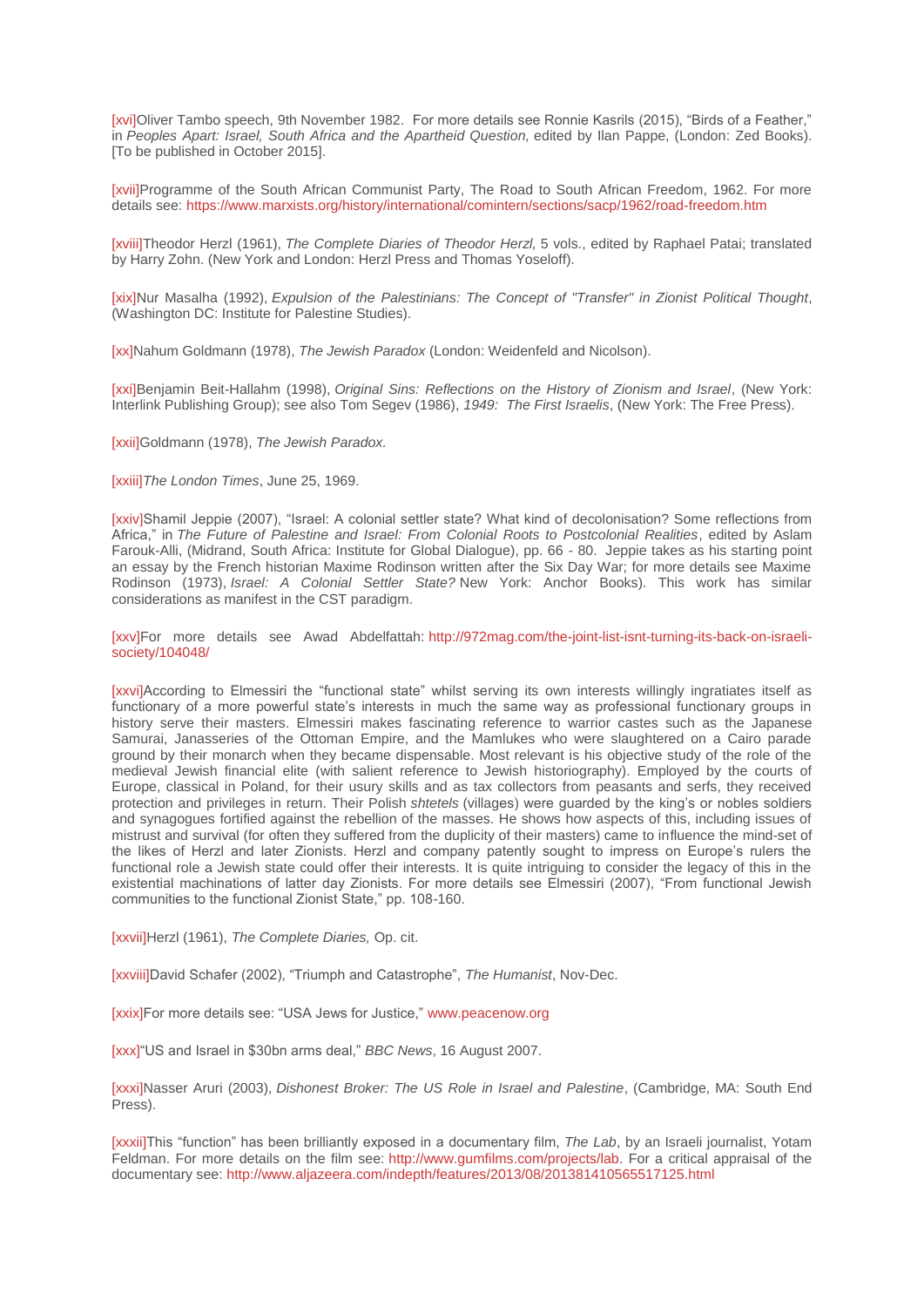[xvi]Oliver Tambo speech, 9th November 1982. For more details see Ronnie Kasrils (2015), "Birds of a Feather," in *Peoples Apart: Israel, South Africa and the Apartheid Question,* edited by Ilan Pappe, (London: Zed Books). [To be published in October 2015].

[xvii]Programme of the South African Communist Party, The Road to South African Freedom, 1962. For more details see: https://www.marxists.org/history/international/comintern/sections/sacp/1962/road-freedom.htm

[xviii]Theodor Herzl (1961), *The Complete Diaries of Theodor Herzl,* 5 vols., edited by Raphael Patai; translated by Harry Zohn. (New York and London: Herzl Press and Thomas Yoseloff).

[xix]Nur Masalha (1992), *Expulsion of the Palestinians: The Concept of "Transfer" in Zionist Political Thought*, (Washington DC: Institute for Palestine Studies).

[xx]Nahum Goldmann (1978), *The Jewish Paradox* (London: Weidenfeld and Nicolson).

[xxi]Benjamin Beit-Hallahm (1998), *Original Sins: Reflections on the History of Zionism and Israel*, (New York: Interlink Publishing Group); see also Tom Segev (1986), *1949: The First Israelis*, (New York: The Free Press).

[xxii]Goldmann (1978), *The Jewish Paradox.*

[xxiii]*The London Times*, June 25, 1969.

[xxiv]Shamil Jeppie (2007), "Israel: A colonial settler state? What kind of decolonisation? Some reflections from Africa," in *The Future of Palestine and Israel: From Colonial Roots to Postcolonial Realities*, edited by Aslam Farouk-Alli, (Midrand, South Africa: Institute for Global Dialogue), pp. 66 - 80. Jeppie takes as his starting point an essay by the French historian Maxime Rodinson written after the Six Day War; for more details see Maxime Rodinson (1973), *Israel: A Colonial Settler State?* New York: Anchor Books). This work has similar considerations as manifest in the CST paradigm.

[xxv]For more details see Awad Abdelfattah: http://972mag.com/the-joint-list-isnt-turning-its-back-on-israeli-society/104048/

[xxvi]According to Elmessiri the "functional state" whilst serving its own interests willingly ingratiates itself as functionary of a more powerful state's interests in much the same way as professional functionary groups in history serve their masters. Elmessiri makes fascinating reference to warrior castes such as the Japanese Samurai, Janasseries of the Ottoman Empire, and the Mamlukes who were slaughtered on a Cairo parade ground by their monarch when they became dispensable. Most relevant is his objective study of the role of the medieval Jewish financial elite (with salient reference to Jewish historiography). Employed by the courts of Europe, classical in Poland, for their usury skills and as tax collectors from peasants and serfs, they received protection and privileges in return. Their Polish *shtetels* (villages) were guarded by the king's or nobles soldiers and synagogues fortified against the rebellion of the masses. He shows how aspects of this, including issues of mistrust and survival (for often they suffered from the duplicity of their masters) came to influence the mind-set of the likes of Herzl and later Zionists. Herzl and company patently sought to impress on Europe's rulers the functional role a Jewish state could offer their interests. It is quite intriguing to consider the legacy of this in the existential machinations of latter day Zionists. For more details see Elmessiri (2007), "From functional Jewish communities to the functional Zionist State," pp. 108-160.

[xxvii]Herzl (1961), *The Complete Diaries,* Op. cit.

[xxviii]David Schafer (2002), "Triumph and Catastrophe", *The Humanist*, Nov-Dec.

[xxix]For more details see: "USA Jews for Justice," www.peacenow.org

[xxx]"US and Israel in $30bn arms deal," *BBC News*, 16 August 2007.

[xxxi]Nasser Aruri (2003), *Dishonest Broker: The US Role in Israel and Palestine*, (Cambridge, MA: South End Press).

[xxxii]This "function" has been brilliantly exposed in a documentary film, *The Lab*, by an Israeli journalist, Yotam Feldman. For more details on the film see: http://www.gumfilms.com/projects/lab. For a critical appraisal of the documentary see: http://www.aljazeera.com/indepth/features/2013/08/201381410565517125.html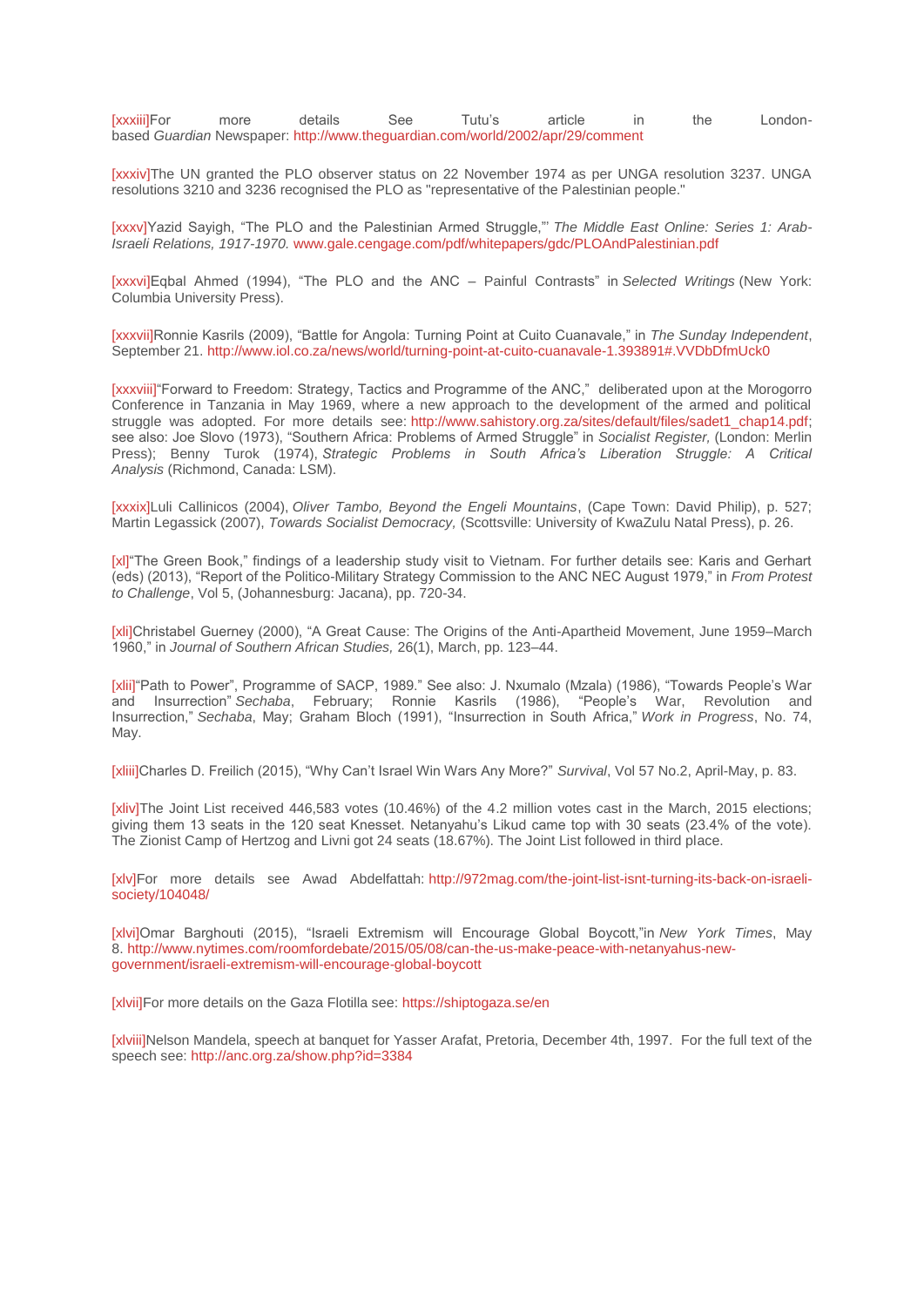[xxxiii]For more details See Tutu's article in the London-based *Guardian* Newspaper: http://www.theguardian.com/world/2002/apr/29/comment

[xxxiv]The UN granted the PLO observer status on 22 November 1974 as per UNGA resolution 3237. UNGA resolutions 3210 and 3236 recognised the PLO as "representative of the Palestinian people."

[xxxv]Yazid Sayigh, "The PLO and the Palestinian Armed Struggle,"' *The Middle East Online: Series 1: Arab-Israeli Relations, 1917-1970.* www.gale.cengage.com/pdf/whitepapers/gdc/PLOAndPalestinian.pdf

[xxxvi]Eqbal Ahmed (1994), "The PLO and the ANC – Painful Contrasts" in *Selected Writings* (New York: Columbia University Press).

[xxxvii]Ronnie Kasrils (2009), "Battle for Angola: Turning Point at Cuito Cuanavale," in *The Sunday Independent*, September 21. http://www.iol.co.za/news/world/turning-point-at-cuito-cuanavale-1.393891#.VVDbDfmUck0

[xxxviii]"Forward to Freedom: Strategy, Tactics and Programme of the ANC," deliberated upon at the Morogorro Conference in Tanzania in May 1969, where a new approach to the development of the armed and political struggle was adopted. For more details see: http://www.sahistory.org.za/sites/default/files/sadet1_chap14.pdf; see also: Joe Slovo (1973), "Southern Africa: Problems of Armed Struggle" in *Socialist Register,* (London: Merlin Press); Benny Turok (1974), *Strategic Problems in South Africa's Liberation Struggle: A Critical Analysis* (Richmond, Canada: LSM).

[xxxix]Luli Callinicos (2004), *Oliver Tambo, Beyond the Engeli Mountains*, (Cape Town: David Philip), p. 527; Martin Legassick (2007), *Towards Socialist Democracy,* (Scottsville: University of KwaZulu Natal Press), p. 26.

[xl]"The Green Book," findings of a leadership study visit to Vietnam. For further details see: Karis and Gerhart (eds) (2013), "Report of the Politico-Military Strategy Commission to the ANC NEC August 1979," in *From Protest to Challenge*, Vol 5, (Johannesburg: Jacana), pp. 720-34.

[xli]Christabel Guerney (2000), "A Great Cause: The Origins of the Anti-Apartheid Movement, June 1959–March 1960," in *Journal of Southern African Studies,* 26(1), March, pp. 123–44.

[xlii]"Path to Power", Programme of SACP, 1989." See also: J. Nxumalo (Mzala) (1986), "Towards People's War and Insurrection" *Sechaba*, February; Ronnie Kasrils (1986), "People's War, Revolution and Insurrection," *Sechaba*, May; Graham Bloch (1991), "Insurrection in South Africa," *Work in Progress*, No. 74, May.

[xliii]Charles D. Freilich (2015), "Why Can't Israel Win Wars Any More?" *Survival*, Vol 57 No.2, April-May, p. 83.

[xliv]The Joint List received 446,583 votes (10.46%) of the 4.2 million votes cast in the March, 2015 elections; giving them 13 seats in the 120 seat Knesset. Netanyahu's Likud came top with 30 seats (23.4% of the vote). The Zionist Camp of Hertzog and Livni got 24 seats (18.67%). The Joint List followed in third place.

[xlv]For more details see Awad Abdelfattah: http://972mag.com/the-joint-list-isnt-turning-its-back-on-israeli-society/104048/

[xlvi]Omar Barghouti (2015), "Israeli Extremism will Encourage Global Boycott,"in *New York Times*, May 8. http://www.nytimes.com/roomfordebate/2015/05/08/can-the-us-make-peace-with-netanyahus-new-government/israeli-extremism-will-encourage-global-boycott

[xlvii]For more details on the Gaza Flotilla see: https://shiptogaza.se/en

[xlviii]Nelson Mandela, speech at banquet for Yasser Arafat, Pretoria, December 4th, 1997. For the full text of the speech see: http://anc.org.za/show.php?id=3384